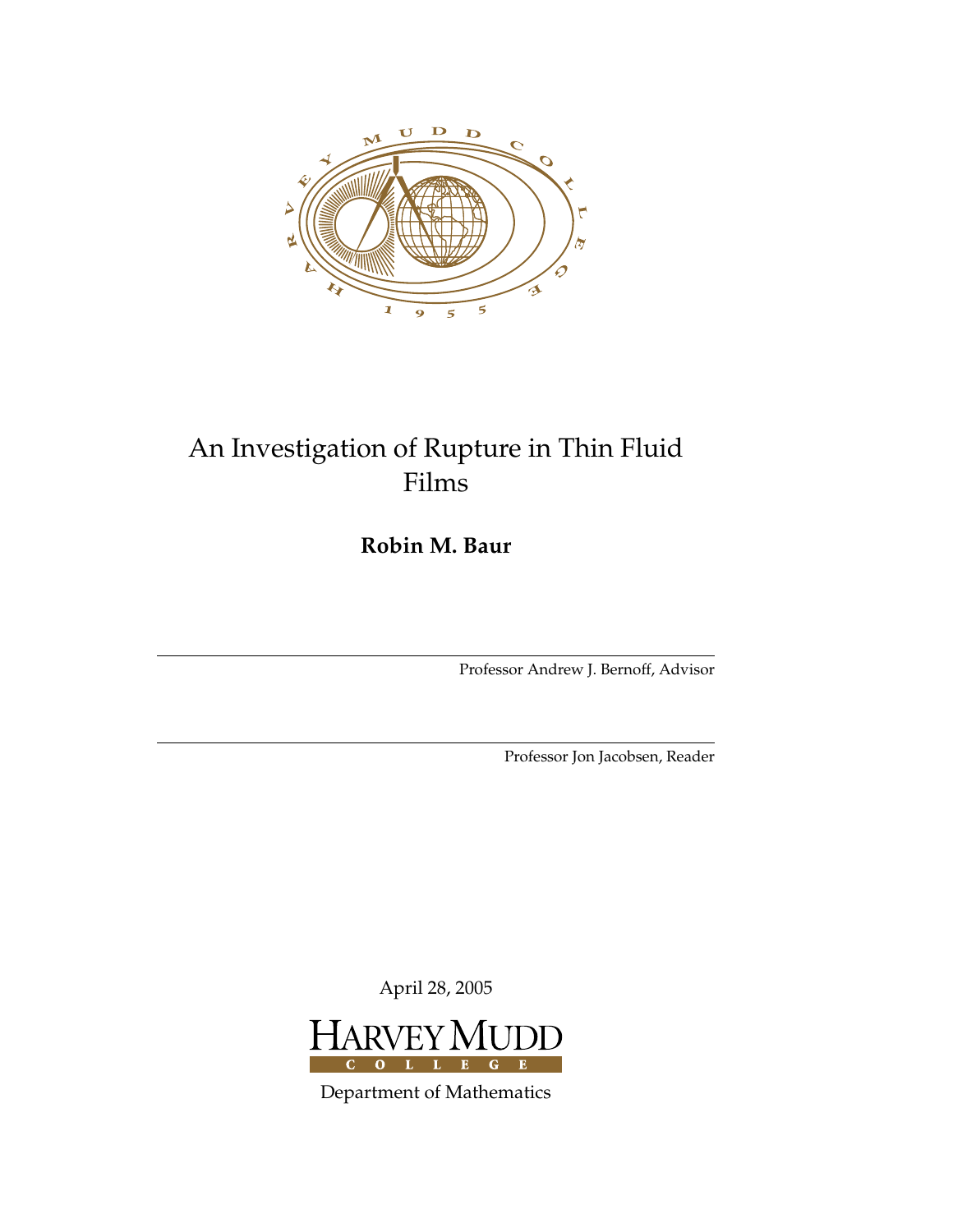# An Investigation of Rupture in Thin Fluid Films

**Robin M. Baur**

Professor Andrew J. Bernoff, Advisor

Professor Jon Jacobsen, Reader

April 28, 2005

HARVEY MUDD COLLEGE

Department of Mathematics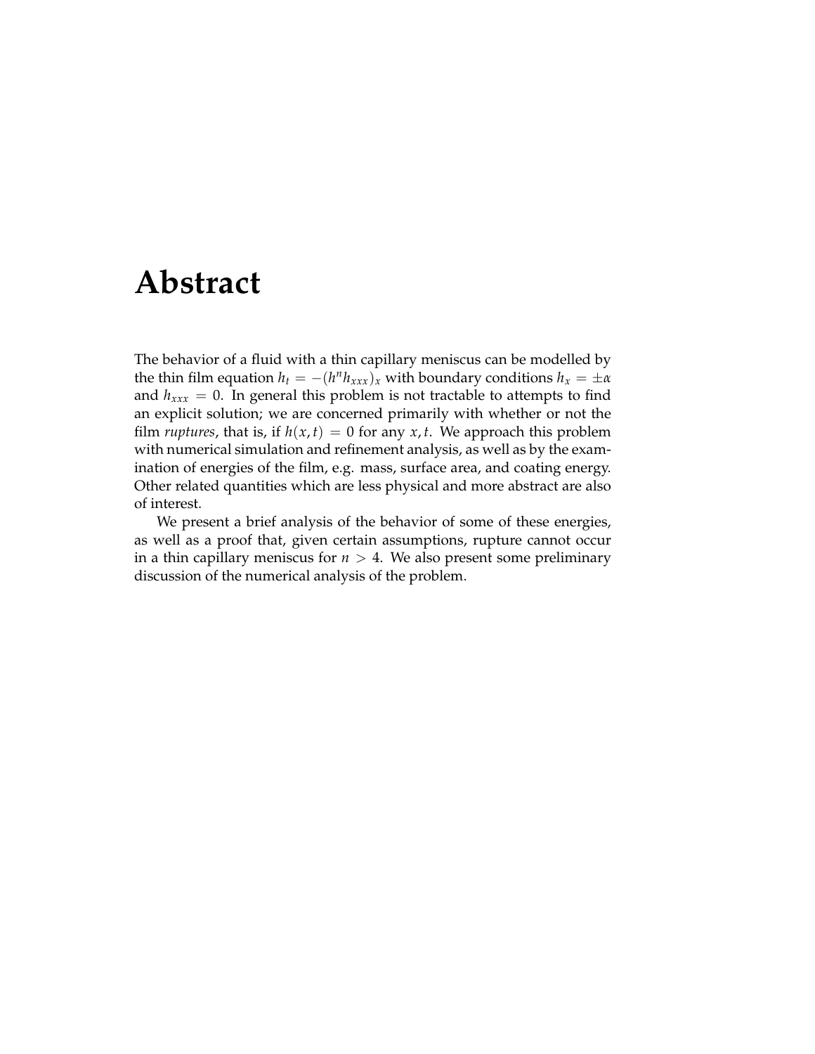# Abstract

The behavior of a fluid with a thin capillary meniscus can be modelled by the thin film equation $h_t = -(h^n h_{xxx})_x$ with boundary conditions $h_x = \pm\alpha$ and $h_{xxx} = 0$. In general this problem is not tractable to attempts to find an explicit solution; we are concerned primarily with whether or not the film *ruptures*, that is, if $h(x, t) = 0$ for any $x, t$. We approach this problem with numerical simulation and refinement analysis, as well as by the examination of energies of the film, e.g. mass, surface area, and coating energy. Other related quantities which are less physical and more abstract are also of interest.

We present a brief analysis of the behavior of some of these energies, as well as a proof that, given certain assumptions, rupture cannot occur in a thin capillary meniscus for $n > 4$. We also present some preliminary discussion of the numerical analysis of the problem.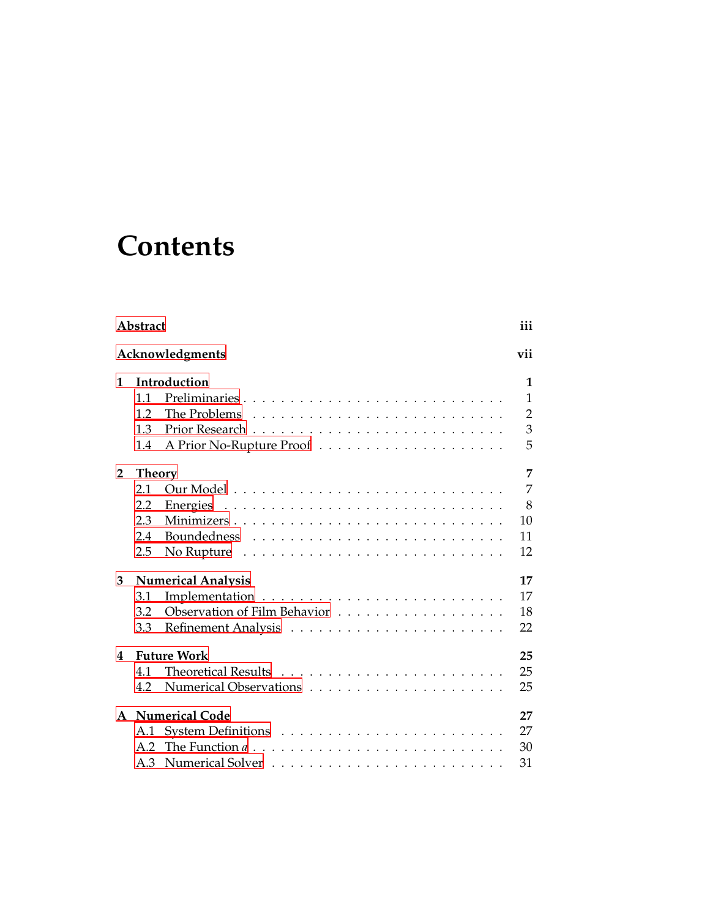# Contents

| | |
|---|---|
| **Abstract** | **iii** |
| **Acknowledgments** | **vii** |
| **1 Introduction** | **1** |
| 1.1 Preliminaries | 1 |
| 1.2 The Problems | 2 |
| 1.3 Prior Research | 3 |
| 1.4 A Prior No-Rupture Proof | 5 |
| **2 Theory** | **7** |
| 2.1 Our Model | 7 |
| 2.2 Energies | 8 |
| 2.3 Minimizers | 10 |
| 2.4 Boundedness | 11 |
| 2.5 No Rupture | 12 |
| **3 Numerical Analysis** | **17** |
| 3.1 Implementation | 17 |
| 3.2 Observation of Film Behavior | 18 |
| 3.3 Refinement Analysis | 22 |
| **4 Future Work** | **25** |
| 4.1 Theoretical Results | 25 |
| 4.2 Numerical Observations | 25 |
| **A Numerical Code** | **27** |
| A.1 System Definitions | 27 |
| A.2 The Function $a$ | 30 |
| A.3 Numerical Solver | 31 |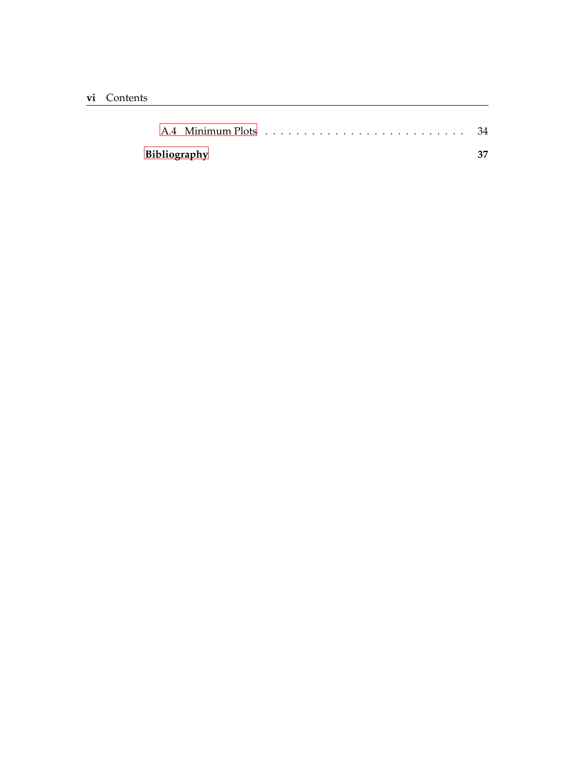A.4 Minimum Plots . . . . . . . . . . . . . . . . . . . . . . . . . . 34

**Bibliography** **37**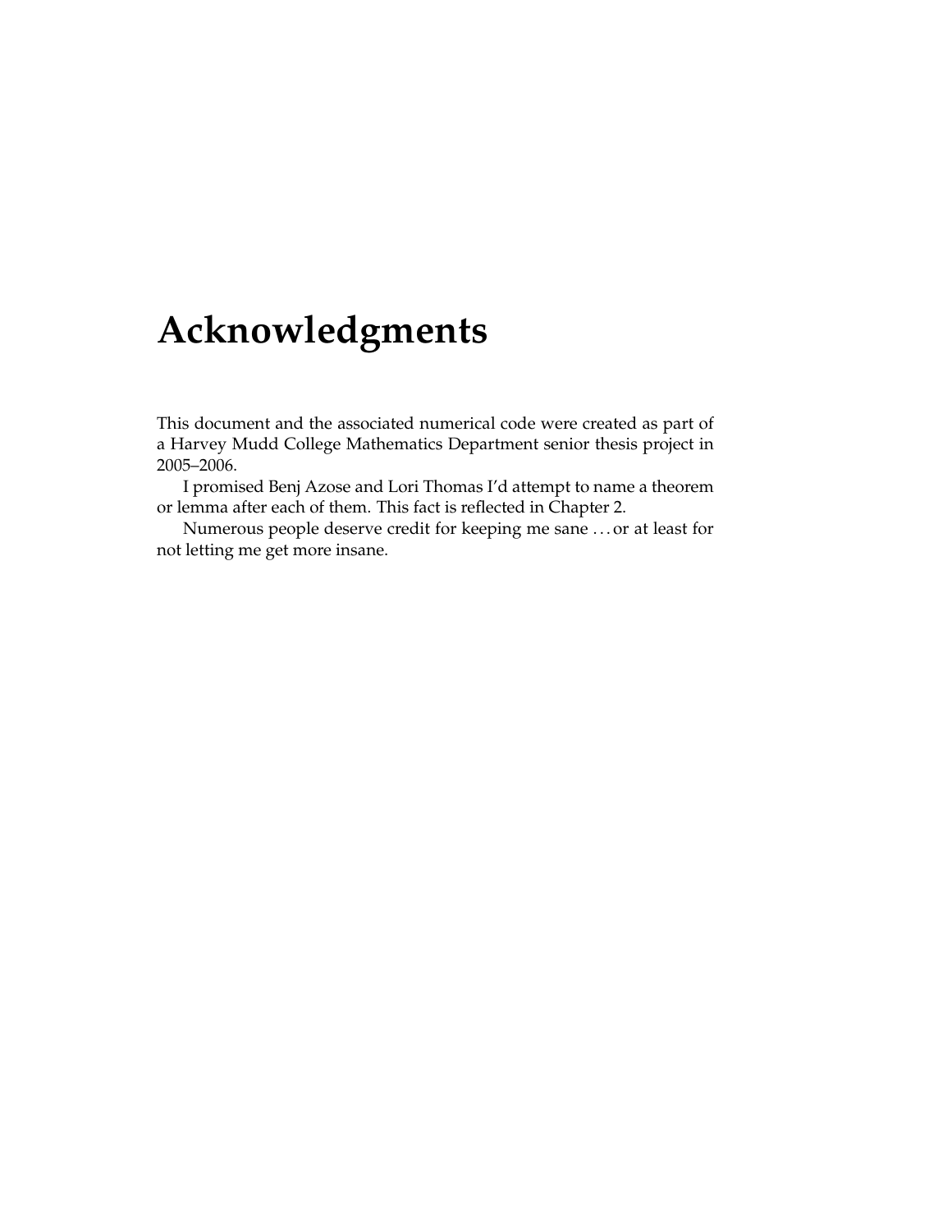# Acknowledgments

This document and the associated numerical code were created as part of a Harvey Mudd College Mathematics Department senior thesis project in 2005–2006.

I promised Benj Azose and Lori Thomas I'd attempt to name a theorem or lemma after each of them. This fact is reflected in Chapter 2.

Numerous people deserve credit for keeping me sane . . . or at least for not letting me get more insane.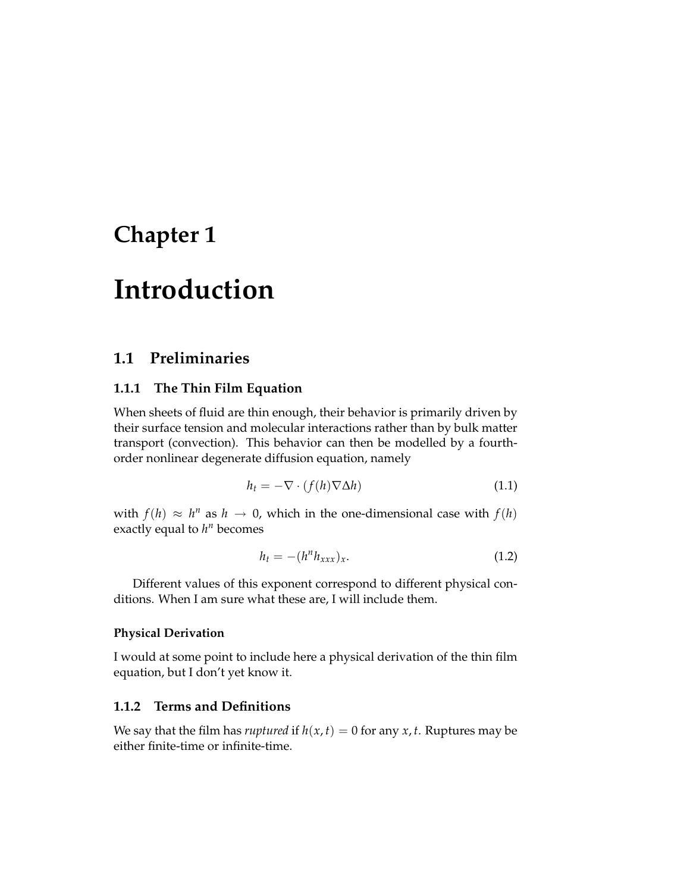# Chapter 1

# Introduction

## 1.1 Preliminaries

### 1.1.1 The Thin Film Equation

When sheets of fluid are thin enough, their behavior is primarily driven by their surface tension and molecular interactions rather than by bulk matter transport (convection). This behavior can then be modelled by a fourth-order nonlinear degenerate diffusion equation, namely

$$h_t = -\nabla \cdot (f(h)\nabla \Delta h) \tag{1.1}$$

with $f(h) \approx h^n$ as $h \to 0$, which in the one-dimensional case with $f(h)$ exactly equal to $h^n$ becomes

$$h_t = -(h^n h_{xxx})_x. \tag{1.2}$$

Different values of this exponent correspond to different physical conditions. When I am sure what these are, I will include them.

#### Physical Derivation

I would at some point to include here a physical derivation of the thin film equation, but I don't yet know it.

### 1.1.2 Terms and Definitions

We say that the film has *ruptured* if $h(x,t) = 0$ for any $x, t$. Ruptures may be either finite-time or infinite-time.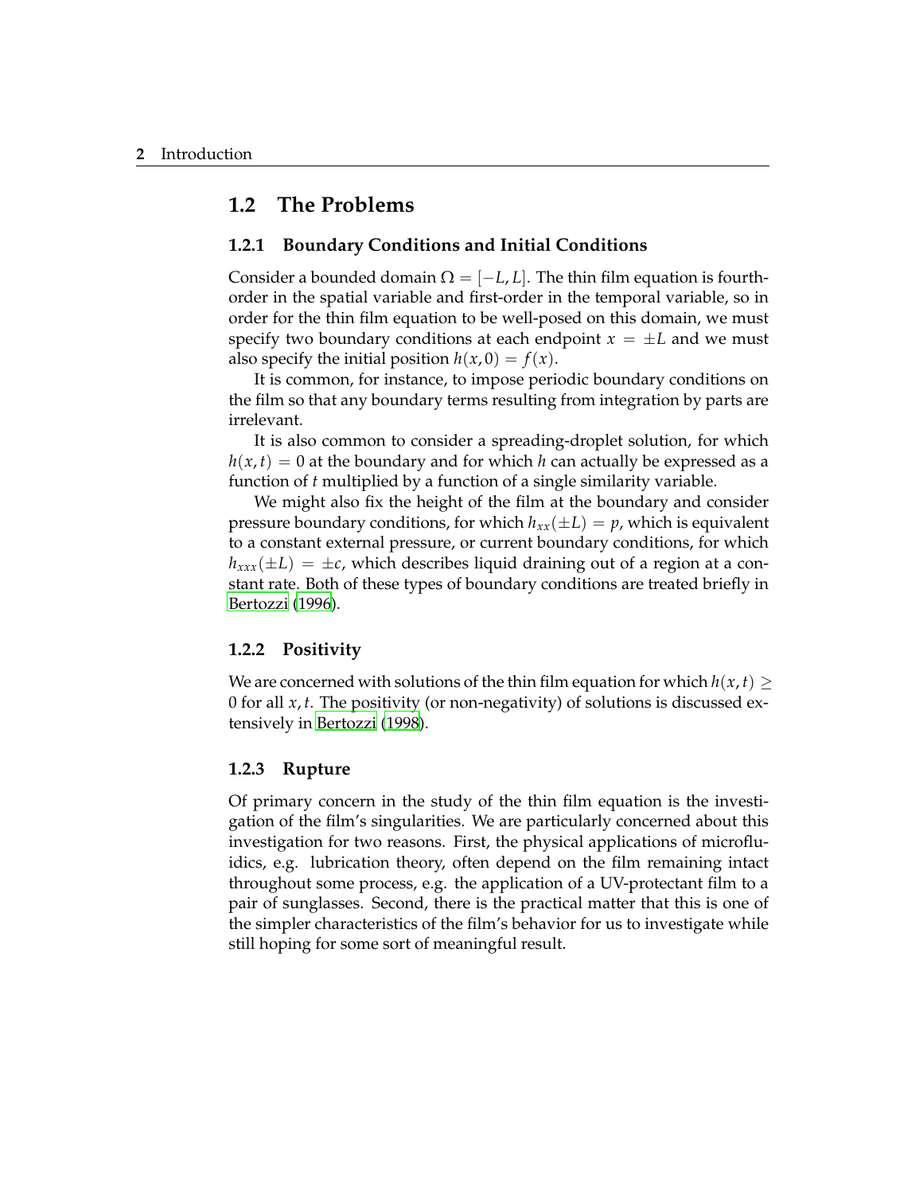## 1.2 The Problems

### 1.2.1 Boundary Conditions and Initial Conditions

Consider a bounded domain $\Omega = [-L, L]$. The thin film equation is fourth-order in the spatial variable and first-order in the temporal variable, so in order for the thin film equation to be well-posed on this domain, we must specify two boundary conditions at each endpoint $x = \pm L$ and we must also specify the initial position $h(x, 0) = f(x)$.

It is common, for instance, to impose periodic boundary conditions on the film so that any boundary terms resulting from integration by parts are irrelevant.

It is also common to consider a spreading-droplet solution, for which $h(x, t) = 0$ at the boundary and for which $h$ can actually be expressed as a function of $t$ multiplied by a function of a single similarity variable.

We might also fix the height of the film at the boundary and consider pressure boundary conditions, for which $h_{xx}(\pm L) = p$, which is equivalent to a constant external pressure, or current boundary conditions, for which $h_{xxx}(\pm L) = \pm c$, which describes liquid draining out of a region at a constant rate. Both of these types of boundary conditions are treated briefly in Bertozzi (1996).

### 1.2.2 Positivity

We are concerned with solutions of the thin film equation for which $h(x, t) \geq 0$ for all $x, t$. The positivity (or non-negativity) of solutions is discussed extensively in Bertozzi (1998).

### 1.2.3 Rupture

Of primary concern in the study of the thin film equation is the investigation of the film's singularities. We are particularly concerned about this investigation for two reasons. First, the physical applications of microfluidics, e.g. lubrication theory, often depend on the film remaining intact throughout some process, e.g. the application of a UV-protectant film to a pair of sunglasses. Second, there is the practical matter that this is one of the simpler characteristics of the film's behavior for us to investigate while still hoping for some sort of meaningful result.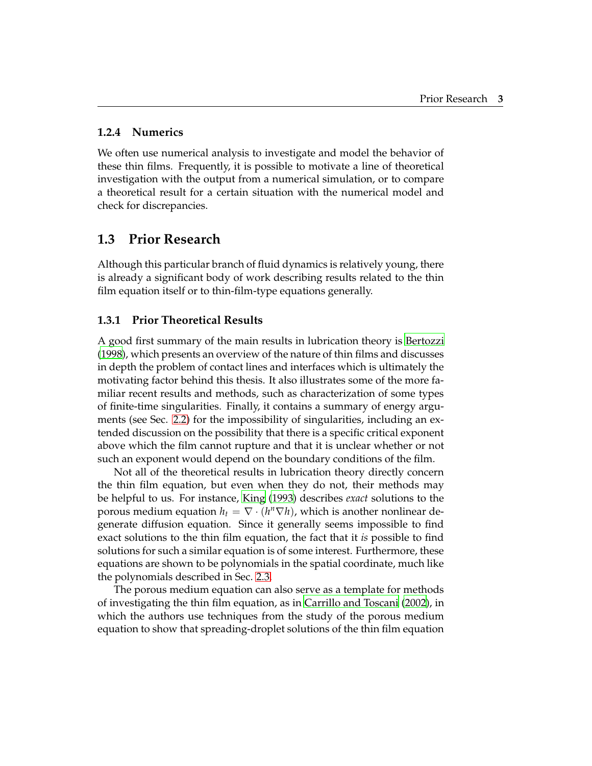### 1.2.4 Numerics

We often use numerical analysis to investigate and model the behavior of these thin films. Frequently, it is possible to motivate a line of theoretical investigation with the output from a numerical simulation, or to compare a theoretical result for a certain situation with the numerical model and check for discrepancies.

## 1.3 Prior Research

Although this particular branch of fluid dynamics is relatively young, there is already a significant body of work describing results related to the thin film equation itself or to thin-film-type equations generally.

### 1.3.1 Prior Theoretical Results

A good first summary of the main results in lubrication theory is Bertozzi (1998), which presents an overview of the nature of thin films and discusses in depth the problem of contact lines and interfaces which is ultimately the motivating factor behind this thesis. It also illustrates some of the more familiar recent results and methods, such as characterization of some types of finite-time singularities. Finally, it contains a summary of energy arguments (see Sec. 2.2) for the impossibility of singularities, including an extended discussion on the possibility that there is a specific critical exponent above which the film cannot rupture and that it is unclear whether or not such an exponent would depend on the boundary conditions of the film.

Not all of the theoretical results in lubrication theory directly concern the thin film equation, but even when they do not, their methods may be helpful to us. For instance, King (1993) describes *exact* solutions to the porous medium equation $h_t = \nabla \cdot (h^n \nabla h)$, which is another nonlinear degenerate diffusion equation. Since it generally seems impossible to find exact solutions to the thin film equation, the fact that it *is* possible to find solutions for such a similar equation is of some interest. Furthermore, these equations are shown to be polynomials in the spatial coordinate, much like the polynomials described in Sec. 2.3.

The porous medium equation can also serve as a template for methods of investigating the thin film equation, as in Carrillo and Toscani (2002), in which the authors use techniques from the study of the porous medium equation to show that spreading-droplet solutions of the thin film equation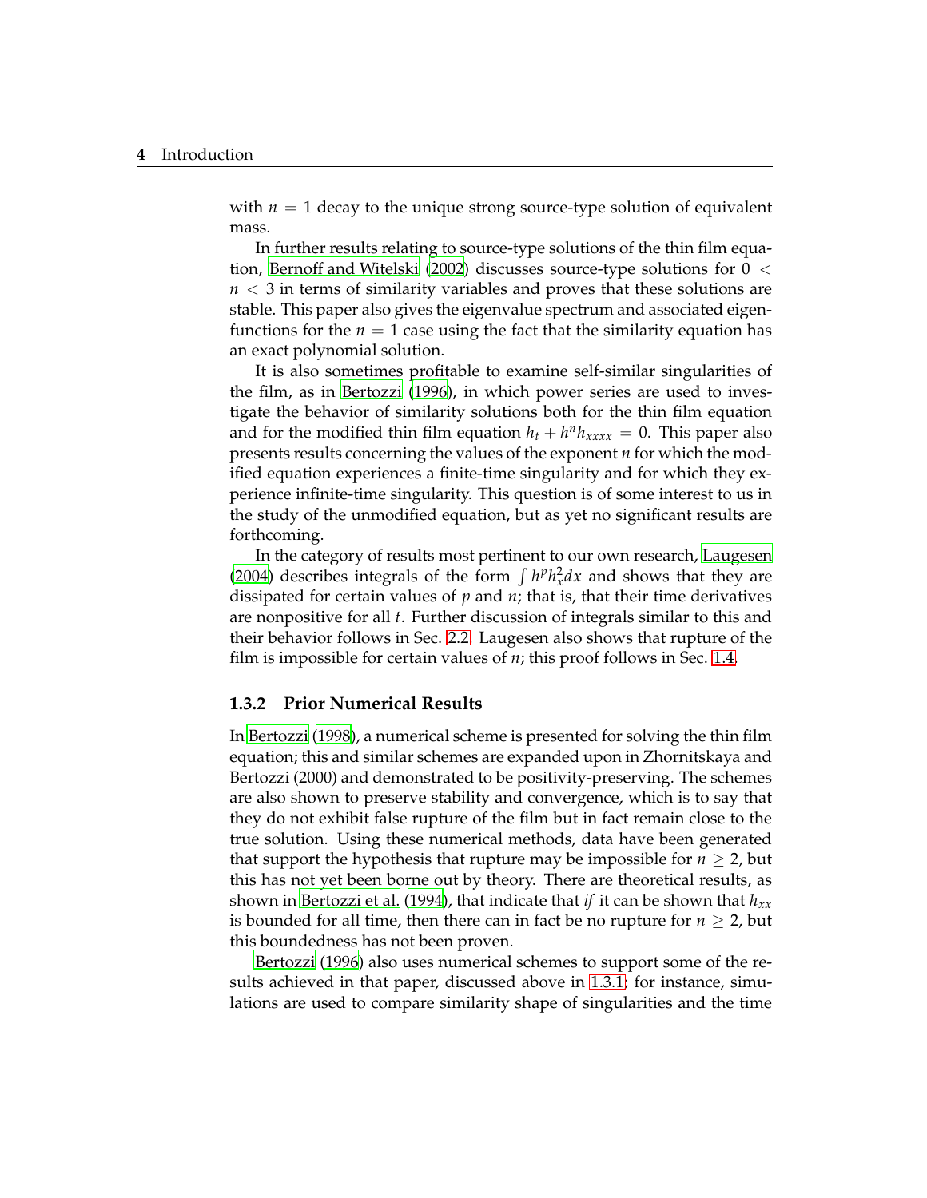with $n = 1$ decay to the unique strong source-type solution of equivalent mass.

In further results relating to source-type solutions of the thin film equation, Bernoff and Witelski (2002) discusses source-type solutions for $0 < n < 3$ in terms of similarity variables and proves that these solutions are stable. This paper also gives the eigenvalue spectrum and associated eigenfunctions for the $n = 1$ case using the fact that the similarity equation has an exact polynomial solution.

It is also sometimes profitable to examine self-similar singularities of the film, as in Bertozzi (1996), in which power series are used to investigate the behavior of similarity solutions both for the thin film equation and for the modified thin film equation $h_t + h^n h_{xxxx} = 0$. This paper also presents results concerning the values of the exponent $n$ for which the modified equation experiences a finite-time singularity and for which they experience infinite-time singularity. This question is of some interest to us in the study of the unmodified equation, but as yet no significant results are forthcoming.

In the category of results most pertinent to our own research, Laugesen (2004) describes integrals of the form $\int h^p h_x^2 dx$ and shows that they are dissipated for certain values of $p$ and $n$; that is, that their time derivatives are nonpositive for all $t$. Further discussion of integrals similar to this and their behavior follows in Sec. 2.2. Laugesen also shows that rupture of the film is impossible for certain values of $n$; this proof follows in Sec. 1.4.

### 1.3.2 Prior Numerical Results

In Bertozzi (1998), a numerical scheme is presented for solving the thin film equation; this and similar schemes are expanded upon in Zhornitskaya and Bertozzi (2000) and demonstrated to be positivity-preserving. The schemes are also shown to preserve stability and convergence, which is to say that they do not exhibit false rupture of the film but in fact remain close to the true solution. Using these numerical methods, data have been generated that support the hypothesis that rupture may be impossible for $n \geq 2$, but this has not yet been borne out by theory. There are theoretical results, as shown in Bertozzi et al. (1994), that indicate that *if* it can be shown that $h_{xx}$ is bounded for all time, then there can in fact be no rupture for $n \geq 2$, but this boundedness has not been proven.

Bertozzi (1996) also uses numerical schemes to support some of the results achieved in that paper, discussed above in 1.3.1: for instance, simulations are used to compare similarity shape of singularities and the time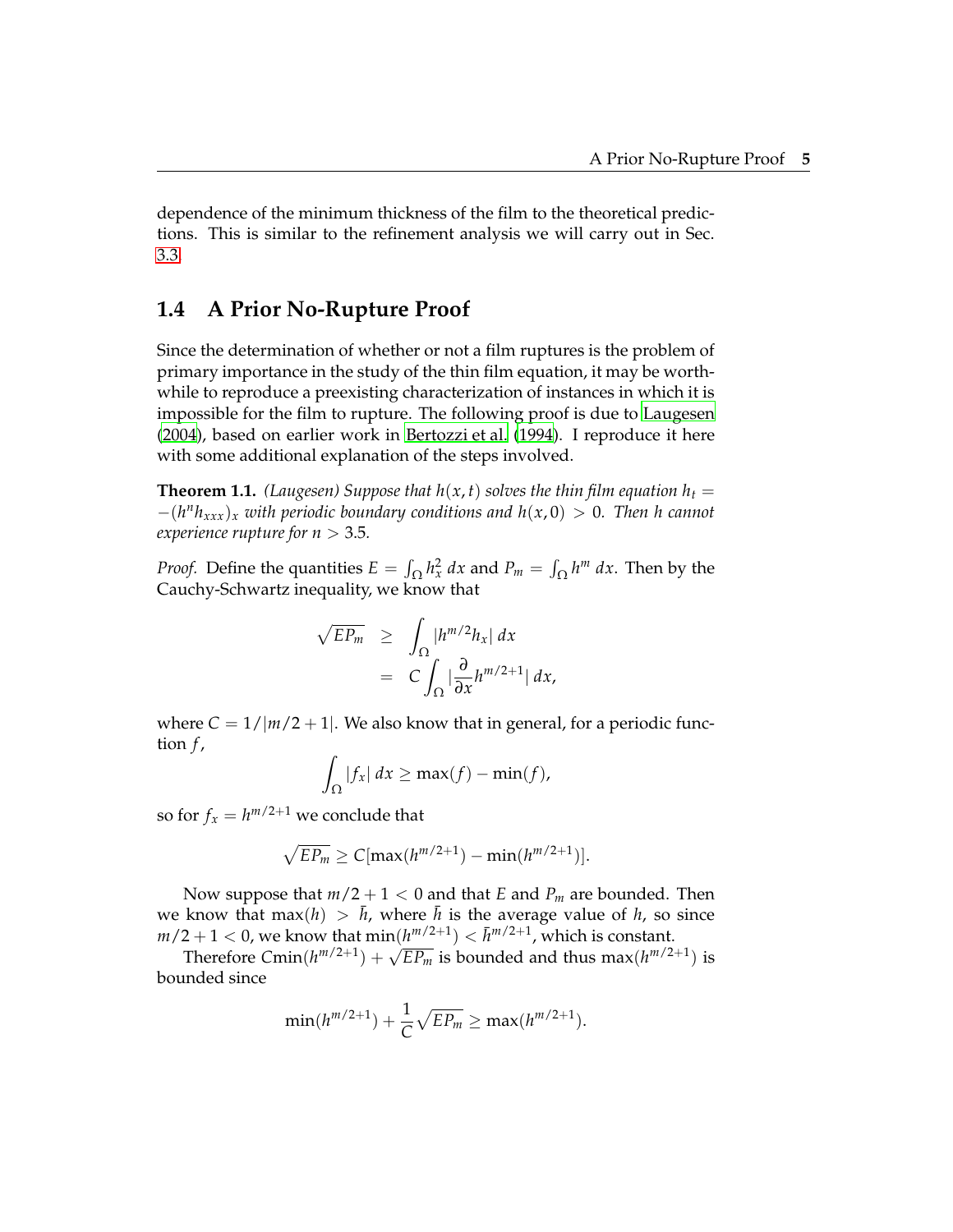dependence of the minimum thickness of the film to the theoretical predictions. This is similar to the refinement analysis we will carry out in Sec. 3.3.

## 1.4 A Prior No-Rupture Proof

Since the determination of whether or not a film ruptures is the problem of primary importance in the study of the thin film equation, it may be worthwhile to reproduce a preexisting characterization of instances in which it is impossible for the film to rupture. The following proof is due to Laugesen (2004), based on earlier work in Bertozzi et al. (1994). I reproduce it here with some additional explanation of the steps involved.

**Theorem 1.1.** *(Laugesen) Suppose that $h(x,t)$ solves the thin film equation $h_t = -(h^n h_{xxx})_x$ with periodic boundary conditions and $h(x,0) > 0$. Then $h$ cannot experience rupture for $n > 3.5$.*

*Proof.* Define the quantities $E = \int_\Omega h_x^2\,dx$ and $P_m = \int_\Omega h^m\,dx$. Then by the Cauchy-Schwartz inequality, we know that

$$
\begin{aligned}
\sqrt{EP_m} &\geq \int_\Omega |h^{m/2} h_x|\,dx \\
&= C\int_\Omega |\frac{\partial}{\partial x} h^{m/2+1}|\,dx,
\end{aligned}
$$

where $C = 1/|m/2+1|$. We also know that in general, for a periodic function $f$,

$$
\int_\Omega |f_x|\,dx \geq \max(f) - \min(f),
$$

so for $f_x = h^{m/2+1}$ we conclude that

$$
\sqrt{EP_m} \geq C[\max(h^{m/2+1}) - \min(h^{m/2+1})].
$$

Now suppose that $m/2+1 < 0$ and that $E$ and $P_m$ are bounded. Then we know that $\max(h) > \bar{h}$, where $\bar{h}$ is the average value of $h$, so since $m/2+1 < 0$, we know that $\min(h^{m/2+1}) < \bar{h}^{m/2+1}$, which is constant.

Therefore $C\min(h^{m/2+1}) + \sqrt{EP_m}$ is bounded and thus $\max(h^{m/2+1})$ is bounded since

$$
\min(h^{m/2+1}) + \frac{1}{C}\sqrt{EP_m} \geq \max(h^{m/2+1}).
$$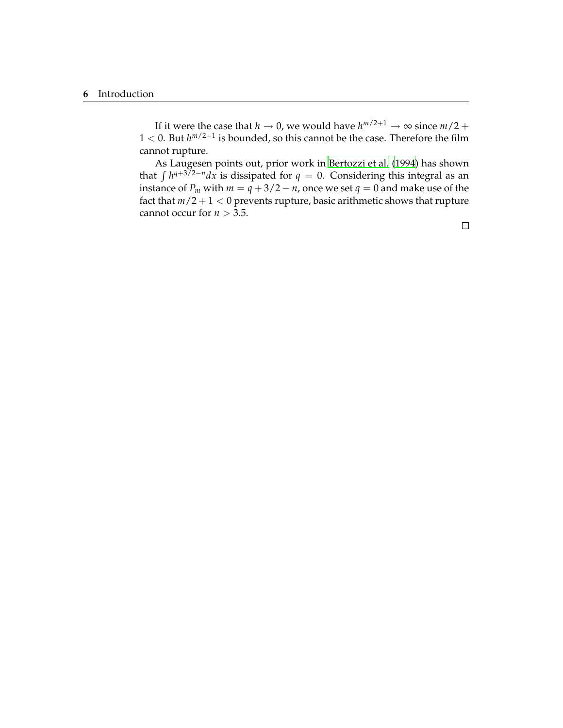If it were the case that $h \to 0$, we would have $h^{m/2+1} \to \infty$ since $m/2 + 1 < 0$. But $h^{m/2+1}$ is bounded, so this cannot be the case. Therefore the film cannot rupture.

As Laugesen points out, prior work in Bertozzi et al. (1994) has shown that $\int h^{q+3/2-n} dx$ is dissipated for $q = 0$. Considering this integral as an instance of $P_m$ with $m = q + 3/2 - n$, once we set $q = 0$ and make use of the fact that $m/2 + 1 < 0$ prevents rupture, basic arithmetic shows that rupture cannot occur for $n > 3.5$.

□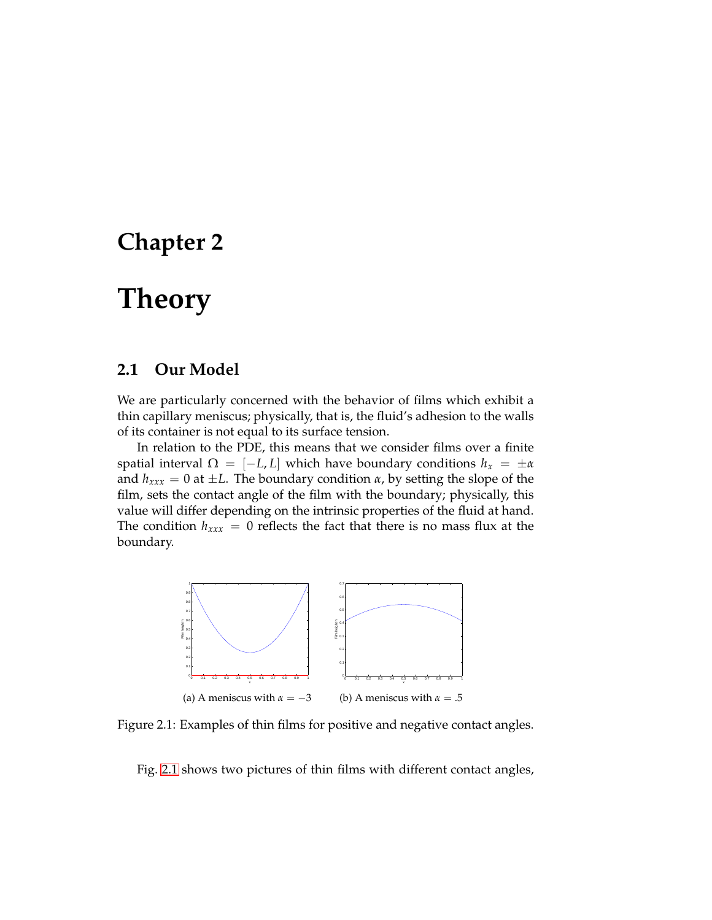# Chapter 2

# Theory

## 2.1 Our Model

We are particularly concerned with the behavior of films which exhibit a thin capillary meniscus; physically, that is, the fluid's adhesion to the walls of its container is not equal to its surface tension.

In relation to the PDE, this means that we consider films over a finite spatial interval $\Omega = [-L, L]$ which have boundary conditions $h_x = \pm\alpha$ and $h_{xxx} = 0$ at $\pm L$. The boundary condition $\alpha$, by setting the slope of the film, sets the contact angle of the film with the boundary; physically, this value will differ depending on the intrinsic properties of the fluid at hand. The condition $h_{xxx} = 0$ reflects the fact that there is no mass flux at the boundary.

(a) A meniscus with $\alpha = -3$

(b) A meniscus with $\alpha = .5$

Figure 2.1: Examples of thin films for positive and negative contact angles.

Fig. 2.1 shows two pictures of thin films with different contact angles,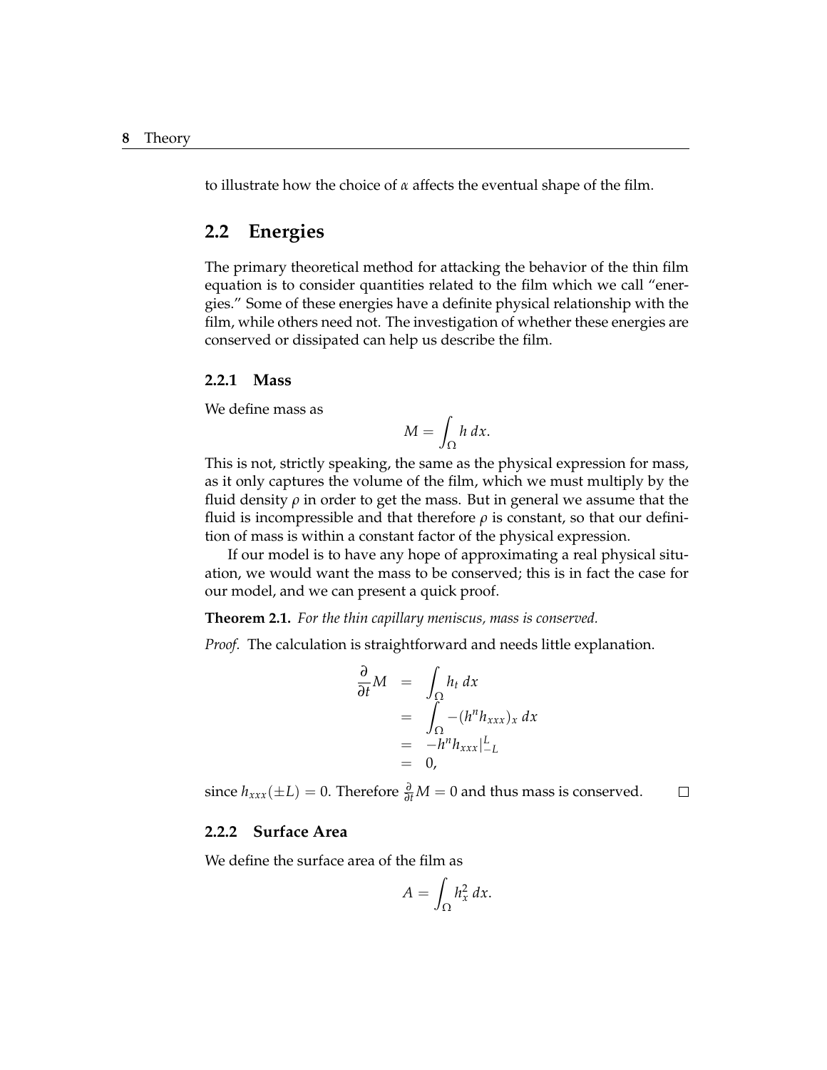to illustrate how the choice of $\alpha$ affects the eventual shape of the film.

## 2.2 Energies

The primary theoretical method for attacking the behavior of the thin film equation is to consider quantities related to the film which we call "energies." Some of these energies have a definite physical relationship with the film, while others need not. The investigation of whether these energies are conserved or dissipated can help us describe the film.

### 2.2.1 Mass

We define mass as

$$M = \int_{\Omega} h \, dx.$$

This is not, strictly speaking, the same as the physical expression for mass, as it only captures the volume of the film, which we must multiply by the fluid density $\rho$ in order to get the mass. But in general we assume that the fluid is incompressible and that therefore $\rho$ is constant, so that our definition of mass is within a constant factor of the physical expression.

If our model is to have any hope of approximating a real physical situation, we would want the mass to be conserved; this is in fact the case for our model, and we can present a quick proof.

**Theorem 2.1.** *For the thin capillary meniscus, mass is conserved.*

*Proof.* The calculation is straightforward and needs little explanation.

$$\begin{aligned}
\frac{\partial}{\partial t} M &= \int_{\Omega} h_t \, dx \\
&= \int_{\Omega} -(h^n h_{xxx})_x \, dx \\
&= -h^n h_{xxx}|_{-L}^{L} \\
&= 0,
\end{aligned}$$

since $h_{xxx}(\pm L) = 0$. Therefore $\frac{\partial}{\partial t} M = 0$ and thus mass is conserved. □

### 2.2.2 Surface Area

We define the surface area of the film as

$$A = \int_{\Omega} h_x^2 \, dx.$$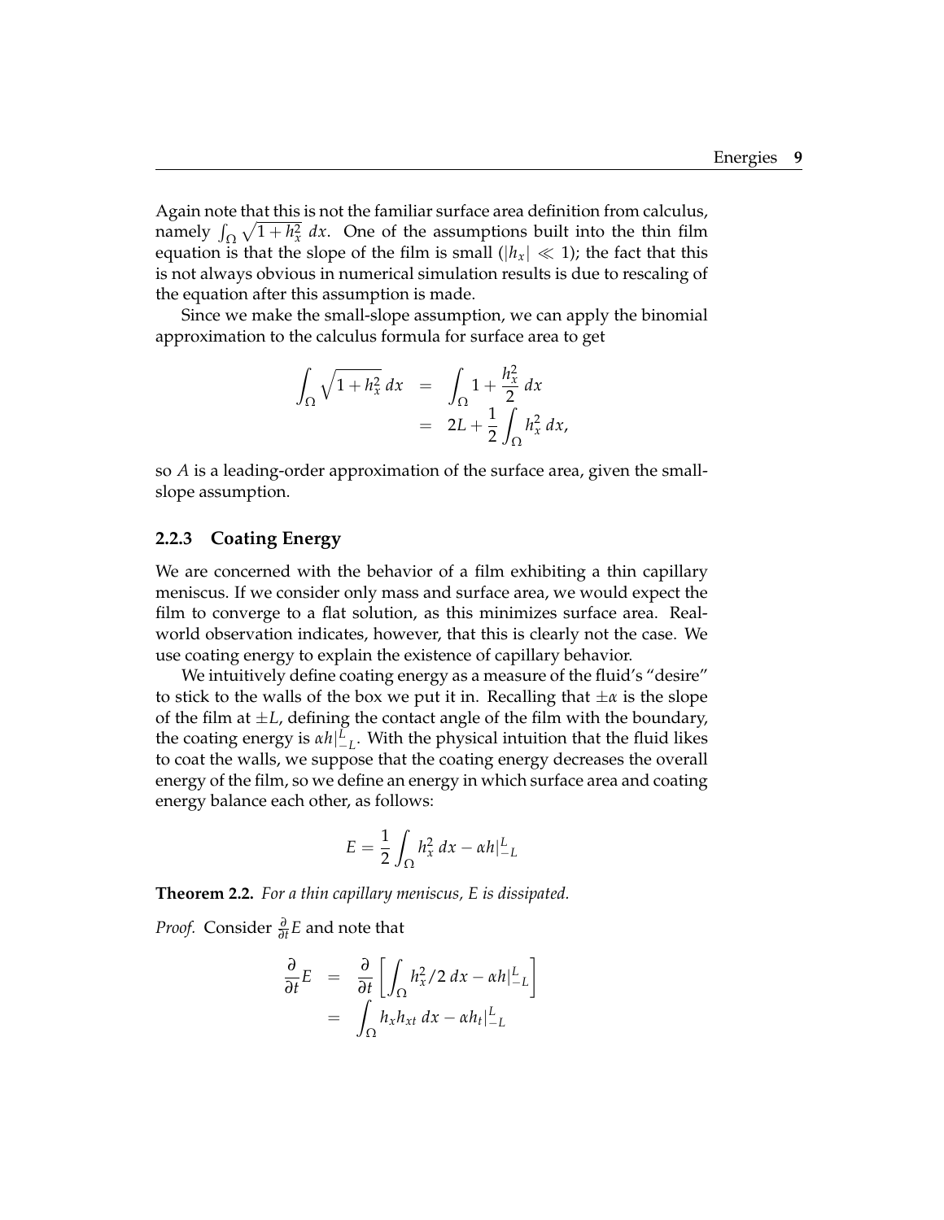Again note that this is not the familiar surface area definition from calculus, namely $\int_\Omega \sqrt{1+h_x^2}\,dx$. One of the assumptions built into the thin film equation is that the slope of the film is small ($|h_x| \ll 1$); the fact that this is not always obvious in numerical simulation results is due to rescaling of the equation after this assumption is made.

Since we make the small-slope assumption, we can apply the binomial approximation to the calculus formula for surface area to get

$$\begin{aligned} \int_\Omega \sqrt{1+h_x^2}\,dx &= \int_\Omega 1 + \frac{h_x^2}{2}\,dx \\ &= 2L + \frac{1}{2}\int_\Omega h_x^2\,dx, \end{aligned}$$

so $A$ is a leading-order approximation of the surface area, given the small-slope assumption.

### 2.2.3 Coating Energy

We are concerned with the behavior of a film exhibiting a thin capillary meniscus. If we consider only mass and surface area, we would expect the film to converge to a flat solution, as this minimizes surface area. Real-world observation indicates, however, that this is clearly not the case. We use coating energy to explain the existence of capillary behavior.

We intuitively define coating energy as a measure of the fluid's "desire" to stick to the walls of the box we put it in. Recalling that $\pm\alpha$ is the slope of the film at $\pm L$, defining the contact angle of the film with the boundary, the coating energy is $\alpha h|_{-L}^{L}$. With the physical intuition that the fluid likes to coat the walls, we suppose that the coating energy decreases the overall energy of the film, so we define an energy in which surface area and coating energy balance each other, as follows:

$$E = \frac{1}{2}\int_\Omega h_x^2\,dx - \alpha h|_{-L}^{L}$$

**Theorem 2.2.** *For a thin capillary meniscus, E is dissipated.*

*Proof.* Consider $\frac{\partial}{\partial t}E$ and note that

$$\begin{aligned} \frac{\partial}{\partial t}E &= \frac{\partial}{\partial t}\left[\int_\Omega h_x^2/2\,dx - \alpha h|_{-L}^{L}\right] \\ &= \int_\Omega h_x h_{xt}\,dx - \alpha h_t|_{-L}^{L} \end{aligned}$$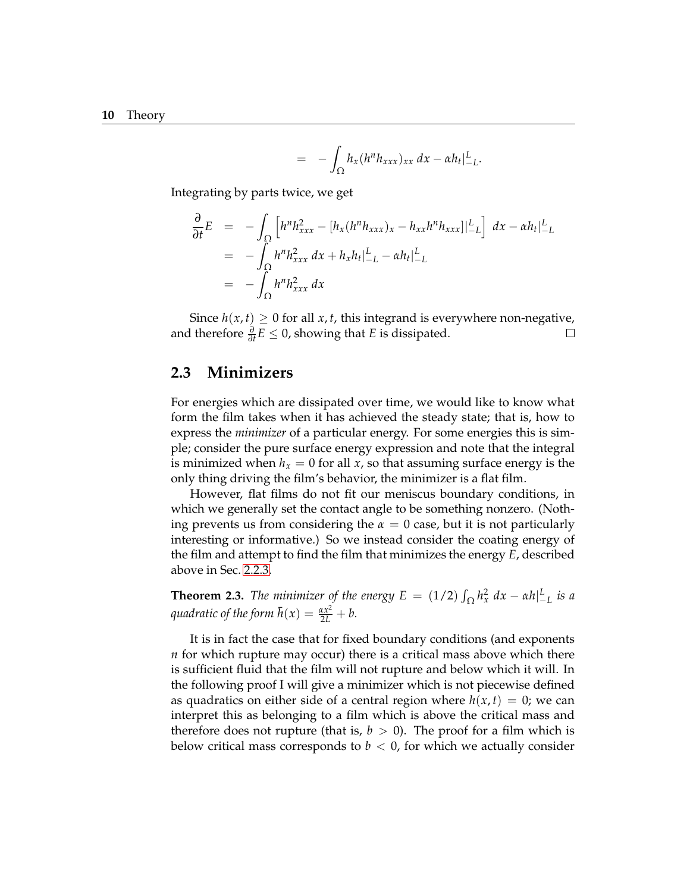$$= -\int_\Omega h_x(h^n h_{xxx})_{xx}\, dx - \alpha h_t|_{-L}^{L}.$$

Integrating by parts twice, we get

$$\begin{aligned}
\frac{\partial}{\partial t}E &= -\int_\Omega \left[h^n h_{xxx}^2 - [h_x(h^n h_{xxx})_x - h_{xx}h^n h_{xxx}]|_{-L}^{L}\right]\, dx - \alpha h_t|_{-L}^{L} \\
&= -\int_\Omega h^n h_{xxx}^2\, dx + h_x h_t|_{-L}^{L} - \alpha h_t|_{-L}^{L} \\
&= -\int_\Omega h^n h_{xxx}^2\, dx
\end{aligned}$$

Since $h(x,t) \geq 0$ for all $x, t$, this integrand is everywhere non-negative, and therefore $\frac{\partial}{\partial t}E \leq 0$, showing that $E$ is dissipated. □

## 2.3 Minimizers

For energies which are dissipated over time, we would like to know what form the film takes when it has achieved the steady state; that is, how to express the *minimizer* of a particular energy. For some energies this is simple; consider the pure surface energy expression and note that the integral is minimized when $h_x = 0$ for all $x$, so that assuming surface energy is the only thing driving the film's behavior, the minimizer is a flat film.

However, flat films do not fit our meniscus boundary conditions, in which we generally set the contact angle to be something nonzero. (Nothing prevents us from considering the $\alpha = 0$ case, but it is not particularly interesting or informative.) So we instead consider the coating energy of the film and attempt to find the film that minimizes the energy $E$, described above in Sec. 2.2.3.

**Theorem 2.3.** *The minimizer of the energy* $E = (1/2)\int_\Omega h_x^2\, dx - \alpha h|_{-L}^{L}$ *is a quadratic of the form* $\bar{h}(x) = \frac{\alpha x^2}{2L} + b$.

It is in fact the case that for fixed boundary conditions (and exponents $n$ for which rupture may occur) there is a critical mass above which there is sufficient fluid that the film will not rupture and below which it will. In the following proof I will give a minimizer which is not piecewise defined as quadratics on either side of a central region where $h(x,t) = 0$; we can interpret this as belonging to a film which is above the critical mass and therefore does not rupture (that is, $b > 0$). The proof for a film which is below critical mass corresponds to $b < 0$, for which we actually consider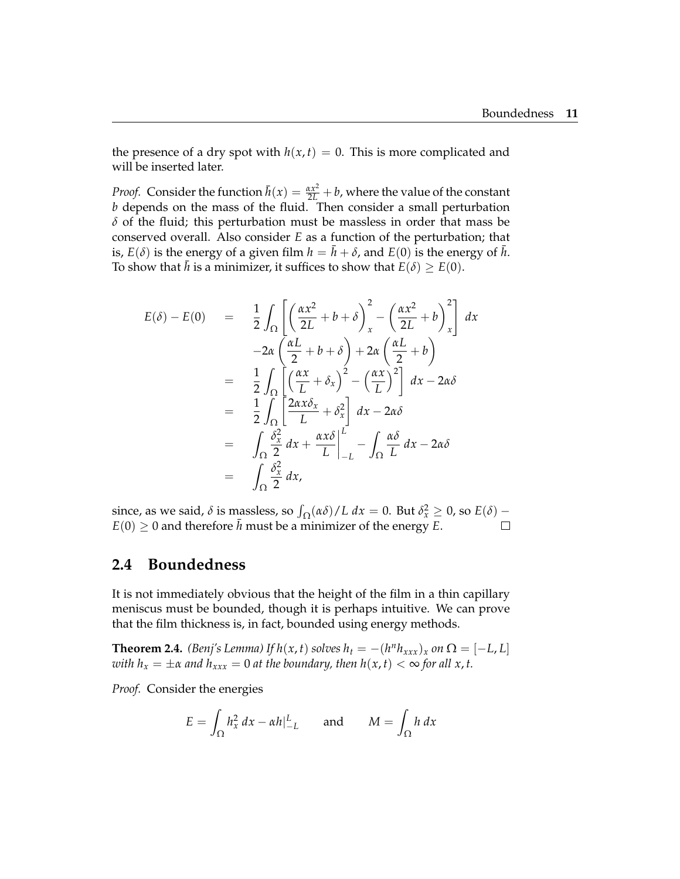the presence of a dry spot with $h(x,t) = 0$. This is more complicated and will be inserted later.

*Proof.* Consider the function $\bar{h}(x) = \frac{\alpha x^2}{2L} + b$, where the value of the constant $b$ depends on the mass of the fluid. Then consider a small perturbation $\delta$ of the fluid; this perturbation must be massless in order that mass be conserved overall. Also consider $E$ as a function of the perturbation; that is, $E(\delta)$ is the energy of a given film $h = \bar{h} + \delta$, and $E(0)$ is the energy of $\bar{h}$. To show that $\bar{h}$ is a minimizer, it suffices to show that $E(\delta) \geq E(0)$.

$$
\begin{aligned}
E(\delta) - E(0) &= \frac{1}{2}\int_\Omega \left[ \left( \frac{\alpha x^2}{2L} + b + \delta \right)_x^2 - \left( \frac{\alpha x^2}{2L} + b \right)_x^2 \right] dx \\
&\quad -2\alpha \left( \frac{\alpha L}{2} + b + \delta \right) + 2\alpha \left( \frac{\alpha L}{2} + b \right) \\
&= \frac{1}{2}\int_\Omega \left[ \left( \frac{\alpha x}{L} + \delta_x \right)^2 - \left( \frac{\alpha x}{L} \right)^2 \right] dx - 2\alpha\delta \\
&= \frac{1}{2}\int_\Omega \left[ \frac{2\alpha x \delta_x}{L} + \delta_x^2 \right] dx - 2\alpha\delta \\
&= \int_\Omega \frac{\delta_x^2}{2}\, dx + \left. \frac{\alpha x \delta}{L} \right|_{-L}^{L} - \int_\Omega \frac{\alpha\delta}{L}\, dx - 2\alpha\delta \\
&= \int_\Omega \frac{\delta_x^2}{2}\, dx,
\end{aligned}
$$

since, as we said, $\delta$ is massless, so $\int_\Omega (\alpha\delta)/L\, dx = 0$. But $\delta_x^2 \geq 0$, so $E(\delta) - E(0) \geq 0$ and therefore $\bar{h}$ must be a minimizer of the energy $E$. □

## 2.4 Boundedness

It is not immediately obvious that the height of the film in a thin capillary meniscus must be bounded, though it is perhaps intuitive. We can prove that the film thickness is, in fact, bounded using energy methods.

**Theorem 2.4.** *(Benj's Lemma) If $h(x,t)$ solves $h_t = -(h^n h_{xxx})_x$ on $\Omega = [-L, L]$ with $h_x = \pm\alpha$ and $h_{xxx} = 0$ at the boundary, then $h(x,t) < \infty$ for all $x, t$.*

*Proof.* Consider the energies

$$
E = \int_\Omega h_x^2\, dx - \alpha h|_{-L}^{L} \qquad \text{and} \qquad M = \int_\Omega h\, dx
$$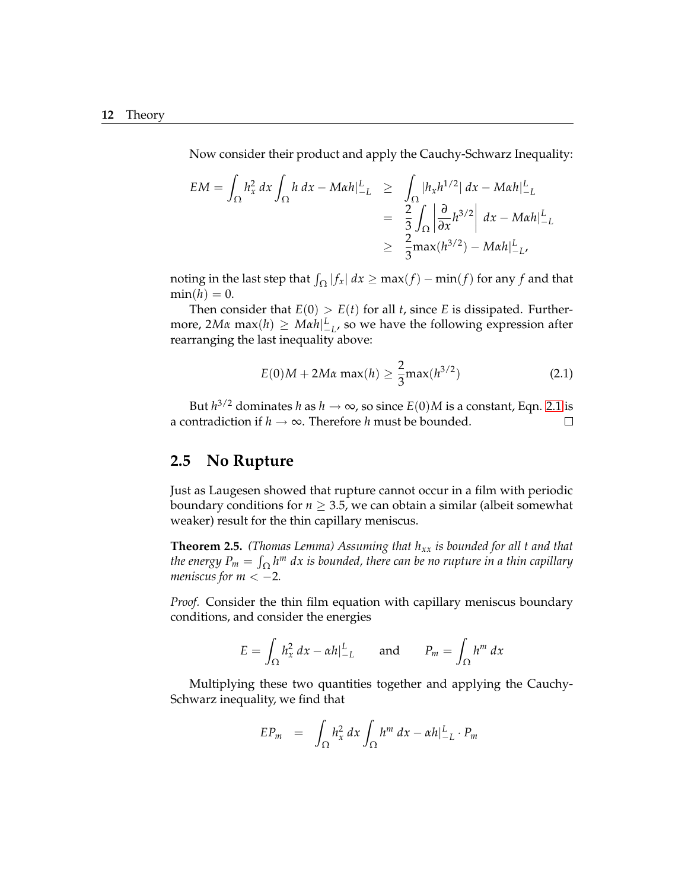Now consider their product and apply the Cauchy-Schwarz Inequality:

$$
\begin{aligned}
EM = \int_\Omega h_x^2 \, dx \int_\Omega h \, dx - M\alpha h|_{-L}^{L} &\geq \int_\Omega |h_x h^{1/2}| \, dx - M\alpha h|_{-L}^{L} \\
&= \frac{2}{3} \int_\Omega \left| \frac{\partial}{\partial x} h^{3/2} \right| \, dx - M\alpha h|_{-L}^{L} \\
&\geq \frac{2}{3} \max(h^{3/2}) - M\alpha h|_{-L}^{L},
\end{aligned}
$$

noting in the last step that $\int_\Omega |f_x| \, dx \geq \max(f) - \min(f)$ for any $f$ and that $\min(h) = 0$.

Then consider that $E(0) > E(t)$ for all $t$, since $E$ is dissipated. Furthermore, $2M\alpha \max(h) \geq M\alpha h|_{-L}^{L}$, so we have the following expression after rearranging the last inequality above:

$$
E(0)M + 2M\alpha \max(h) \geq \frac{2}{3} \max(h^{3/2}) \tag{2.1}
$$

But $h^{3/2}$ dominates $h$ as $h \to \infty$, so since $E(0)M$ is a constant, Eqn. 2.1 is a contradiction if $h \to \infty$. Therefore $h$ must be bounded. □

## 2.5 No Rupture

Just as Laugesen showed that rupture cannot occur in a film with periodic boundary conditions for $n \geq 3.5$, we can obtain a similar (albeit somewhat weaker) result for the thin capillary meniscus.

**Theorem 2.5.** *(Thomas Lemma) Assuming that $h_{xx}$ is bounded for all $t$ and that the energy $P_m = \int_\Omega h^m \, dx$ is bounded, there can be no rupture in a thin capillary meniscus for $m < -2$.*

*Proof.* Consider the thin film equation with capillary meniscus boundary conditions, and consider the energies

$$
E = \int_\Omega h_x^2 \, dx - \alpha h|_{-L}^{L} \qquad \text{and} \qquad P_m = \int_\Omega h^m \, dx
$$

Multiplying these two quantities together and applying the Cauchy-Schwarz inequality, we find that

$$
EP_m = \int_\Omega h_x^2 \, dx \int_\Omega h^m \, dx - \alpha h|_{-L}^{L} \cdot P_m
$$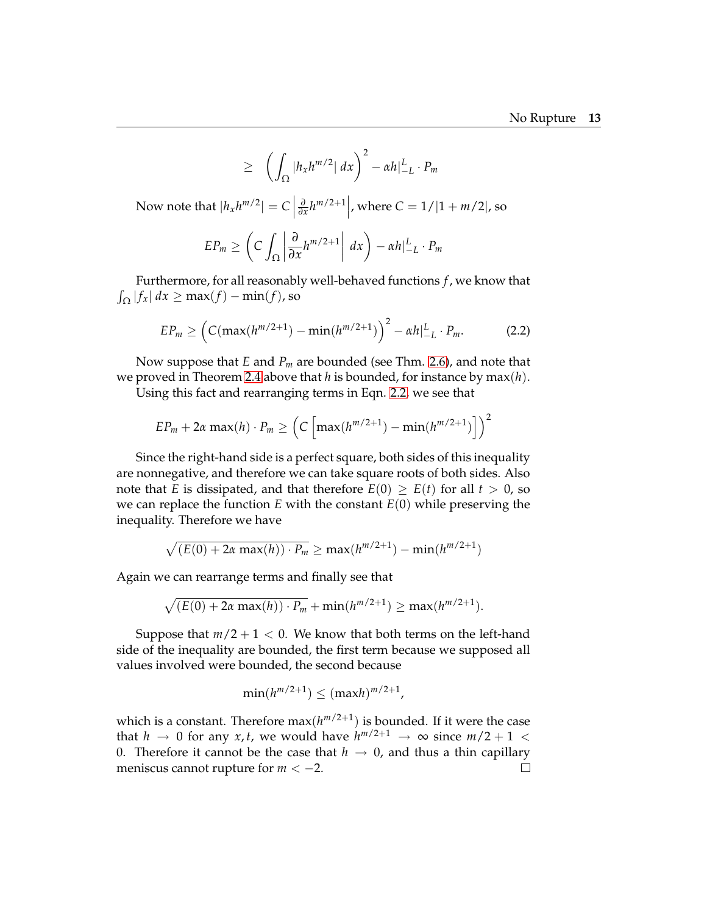$$\geq \left( \int_\Omega |h_x h^{m/2}| \, dx \right)^2 - \alpha h|_{-L}^{L} \cdot P_m$$

Now note that $|h_x h^{m/2}| = C \left| \frac{\partial}{\partial x} h^{m/2+1} \right|$, where $C = 1/|1 + m/2|$, so

$$EP_m \geq \left( C \int_\Omega \left| \frac{\partial}{\partial x} h^{m/2+1} \right| \, dx \right) - \alpha h|_{-L}^{L} \cdot P_m$$

Furthermore, for all reasonably well-behaved functions $f$, we know that $\int_\Omega |f_x| \, dx \geq \max(f) - \min(f)$, so

$$EP_m \geq \left( C(\max(h^{m/2+1}) - \min(h^{m/2+1}) \right)^2 - \alpha h|_{-L}^{L} \cdot P_m. \tag{2.2}$$

Now suppose that $E$ and $P_m$ are bounded (see Thm. 2.6), and note that we proved in Theorem 2.4 above that $h$ is bounded, for instance by $\max(h)$.

Using this fact and rearranging terms in Eqn. 2.2, we see that

$$EP_m + 2\alpha \max(h) \cdot P_m \geq \left( C \left[ \max(h^{m/2+1}) - \min(h^{m/2+1}) \right] \right)^2$$

Since the right-hand side is a perfect square, both sides of this inequality are nonnegative, and therefore we can take square roots of both sides. Also note that $E$ is dissipated, and that therefore $E(0) \geq E(t)$ for all $t > 0$, so we can replace the function $E$ with the constant $E(0)$ while preserving the inequality. Therefore we have

$$\sqrt{(E(0) + 2\alpha \max(h)) \cdot P_m} \geq \max(h^{m/2+1}) - \min(h^{m/2+1})$$

Again we can rearrange terms and finally see that

$$\sqrt{(E(0) + 2\alpha \max(h)) \cdot P_m} + \min(h^{m/2+1}) \geq \max(h^{m/2+1}).$$

Suppose that $m/2 + 1 < 0$. We know that both terms on the left-hand side of the inequality are bounded, the first term because we supposed all values involved were bounded, the second because

$$\min(h^{m/2+1}) \leq (\max h)^{m/2+1},$$

which is a constant. Therefore $\max(h^{m/2+1})$ is bounded. If it were the case that $h \to 0$ for any $x, t$, we would have $h^{m/2+1} \to \infty$ since $m/2 + 1 < 0$. Therefore it cannot be the case that $h \to 0$, and thus a thin capillary meniscus cannot rupture for $m < -2$. □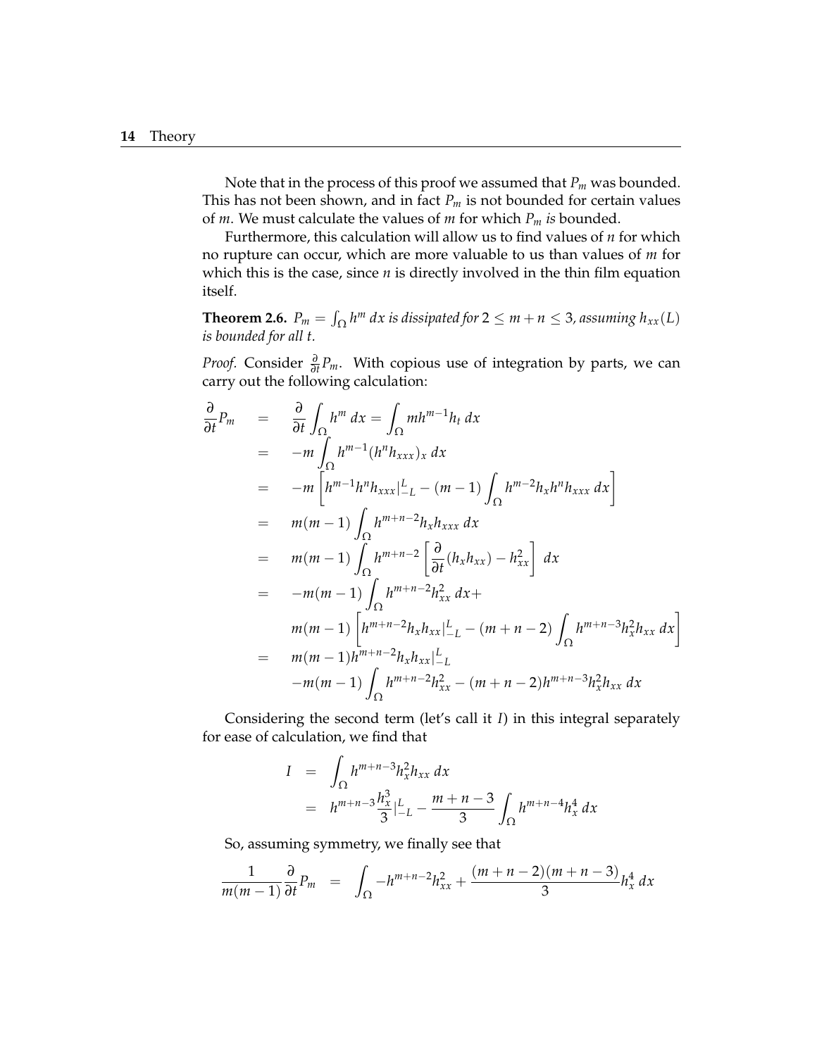Note that in the process of this proof we assumed that $P_m$ was bounded. This has not been shown, and in fact $P_m$ is not bounded for certain values of $m$. We must calculate the values of $m$ for which $P_m$ *is* bounded.

Furthermore, this calculation will allow us to find values of $n$ for which no rupture can occur, which are more valuable to us than values of $m$ for which this is the case, since $n$ is directly involved in the thin film equation itself.

**Theorem 2.6.** *$P_m = \int_\Omega h^m \, dx$ is dissipated for $2 \leq m + n \leq 3$, assuming $h_{xx}(L)$ is bounded for all $t$.*

*Proof.* Consider $\frac{\partial}{\partial t} P_m$. With copious use of integration by parts, we can carry out the following calculation:

$$
\begin{aligned}
\frac{\partial}{\partial t} P_m &= \frac{\partial}{\partial t} \int_\Omega h^m \, dx = \int_\Omega m h^{m-1} h_t \, dx \\
&= -m \int_\Omega h^{m-1} (h^n h_{xxx})_x \, dx \\
&= -m \left[ h^{m-1} h^n h_{xxx} |_{-L}^{L} - (m-1) \int_\Omega h^{m-2} h_x h^n h_{xxx} \, dx \right] \\
&= m(m-1) \int_\Omega h^{m+n-2} h_x h_{xxx} \, dx \\
&= m(m-1) \int_\Omega h^{m+n-2} \left[ \frac{\partial}{\partial t}(h_x h_{xx}) - h_{xx}^2 \right] \, dx \\
&= -m(m-1) \int_\Omega h^{m+n-2} h_{xx}^2 \, dx + \\
&\quad m(m-1) \left[ h^{m+n-2} h_x h_{xx} |_{-L}^{L} - (m+n-2) \int_\Omega h^{m+n-3} h_x^2 h_{xx} \, dx \right] \\
&= m(m-1) h^{m+n-2} h_x h_{xx} |_{-L}^{L} \\
&\quad -m(m-1) \int_\Omega h^{m+n-2} h_{xx}^2 - (m+n-2) h^{m+n-3} h_x^2 h_{xx} \, dx
\end{aligned}
$$

Considering the second term (let's call it $I$) in this integral separately for ease of calculation, we find that

$$
\begin{aligned}
I &= \int_\Omega h^{m+n-3} h_x^2 h_{xx} \, dx \\
&= h^{m+n-3} \frac{h_x^3}{3} |_{-L}^{L} - \frac{m+n-3}{3} \int_\Omega h^{m+n-4} h_x^4 \, dx
\end{aligned}
$$

So, assuming symmetry, we finally see that

$$
\frac{1}{m(m-1)} \frac{\partial}{\partial t} P_m = \int_\Omega -h^{m+n-2} h_{xx}^2 + \frac{(m+n-2)(m+n-3)}{3} h_x^4 \, dx
$$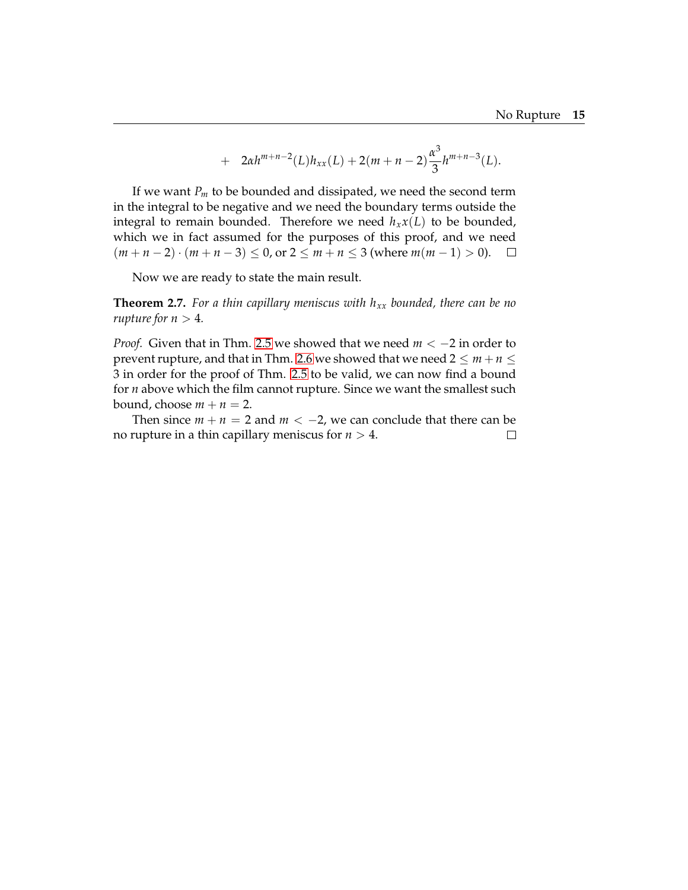$$+ \quad 2\alpha h^{m+n-2}(L)h_{xx}(L) + 2(m+n-2)\frac{\alpha^3}{3}h^{m+n-3}(L).$$

If we want $P_m$ to be bounded and dissipated, we need the second term in the integral to be negative and we need the boundary terms outside the integral to remain bounded. Therefore we need $h_x x(L)$ to be bounded, which we in fact assumed for the purposes of this proof, and we need $(m+n-2)\cdot(m+n-3) \leq 0$, or $2 \leq m+n \leq 3$ (where $m(m-1) > 0$). □

Now we are ready to state the main result.

**Theorem 2.7.** *For a thin capillary meniscus with $h_{xx}$ bounded, there can be no rupture for $n > 4$.*

*Proof.* Given that in Thm. 2.5 we showed that we need $m < -2$ in order to prevent rupture, and that in Thm. 2.6 we showed that we need $2 \leq m+n \leq 3$ in order for the proof of Thm. 2.5 to be valid, we can now find a bound for $n$ above which the film cannot rupture. Since we want the smallest such bound, choose $m+n = 2$.

Then since $m+n = 2$ and $m < -2$, we can conclude that there can be no rupture in a thin capillary meniscus for $n > 4$. □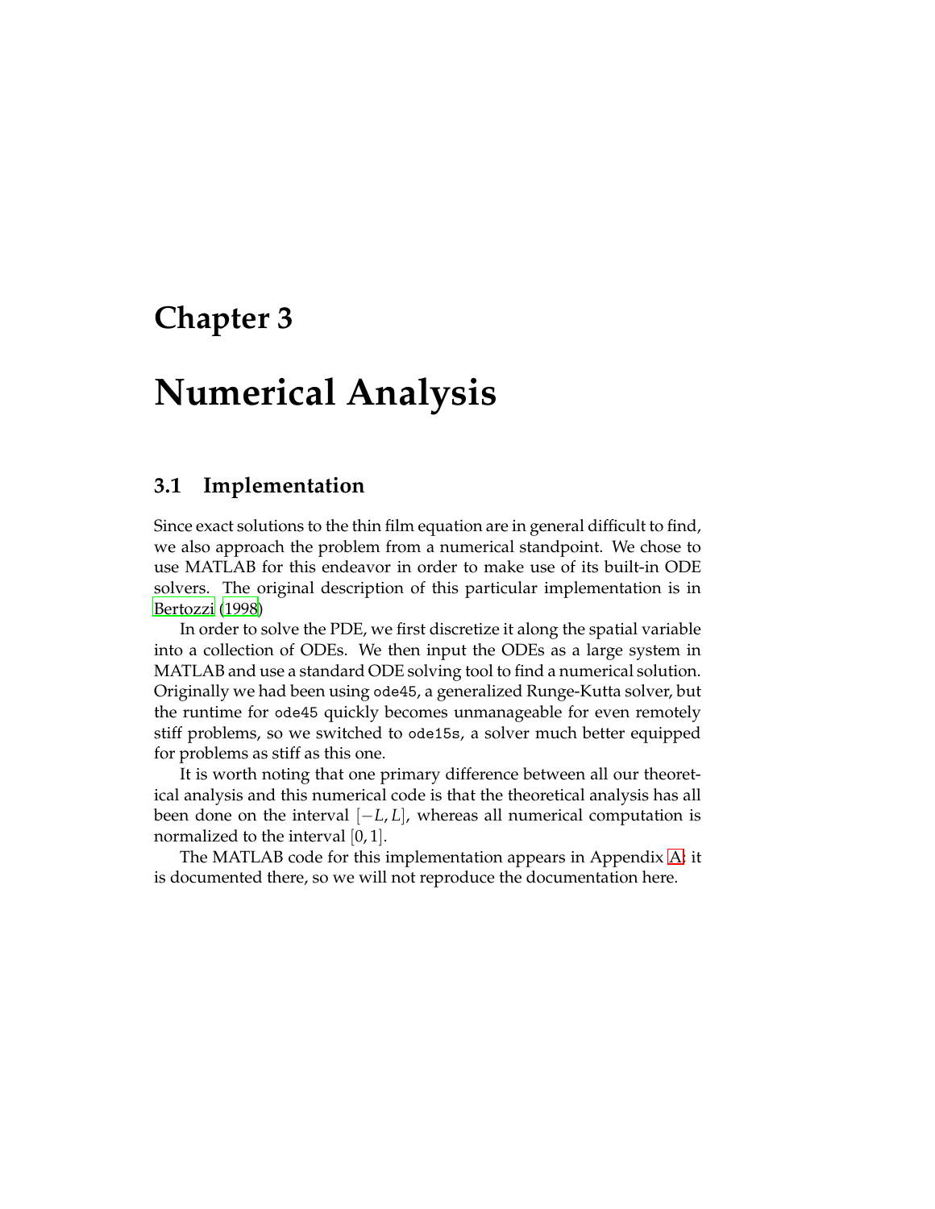# Chapter 3

# Numerical Analysis

## 3.1 Implementation

Since exact solutions to the thin film equation are in general difficult to find, we also approach the problem from a numerical standpoint. We chose to use MATLAB for this endeavor in order to make use of its built-in ODE solvers. The original description of this particular implementation is in Bertozzi (1998)

In order to solve the PDE, we first discretize it along the spatial variable into a collection of ODEs. We then input the ODEs as a large system in MATLAB and use a standard ODE solving tool to find a numerical solution. Originally we had been using `ode45`, a generalized Runge-Kutta solver, but the runtime for `ode45` quickly becomes unmanageable for even remotely stiff problems, so we switched to `ode15s`, a solver much better equipped for problems as stiff as this one.

It is worth noting that one primary difference between all our theoretical analysis and this numerical code is that the theoretical analysis has all been done on the interval $[-L, L]$, whereas all numerical computation is normalized to the interval $[0, 1]$.

The MATLAB code for this implementation appears in Appendix A; it is documented there, so we will not reproduce the documentation here.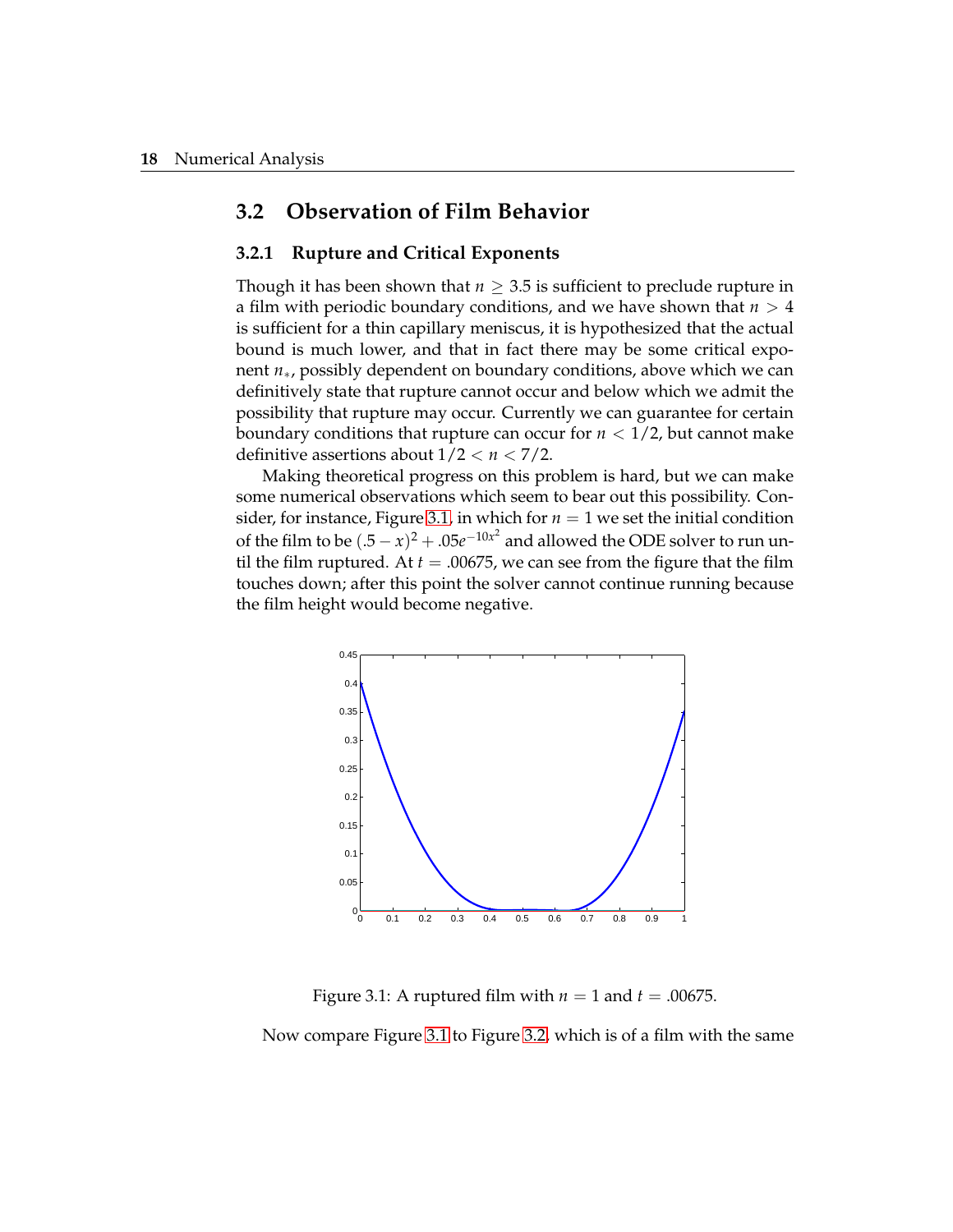## 3.2 Observation of Film Behavior

### 3.2.1 Rupture and Critical Exponents

Though it has been shown that $n \geq 3.5$ is sufficient to preclude rupture in a film with periodic boundary conditions, and we have shown that $n > 4$ is sufficient for a thin capillary meniscus, it is hypothesized that the actual bound is much lower, and that in fact there may be some critical exponent $n_*$, possibly dependent on boundary conditions, above which we can definitively state that rupture cannot occur and below which we admit the possibility that rupture may occur. Currently we can guarantee for certain boundary conditions that rupture can occur for $n < 1/2$, but cannot make definitive assertions about $1/2 < n < 7/2$.

Making theoretical progress on this problem is hard, but we can make some numerical observations which seem to bear out this possibility. Consider, for instance, Figure 3.1, in which for $n = 1$ we set the initial condition of the film to be $(.5 - x)^2 + .05e^{-10x^2}$ and allowed the ODE solver to run until the film ruptured. At $t = .00675$, we can see from the figure that the film touches down; after this point the solver cannot continue running because the film height would become negative.

Figure 3.1: A ruptured film with $n = 1$ and $t = .00675$.

Now compare Figure 3.1 to Figure 3.2, which is of a film with the same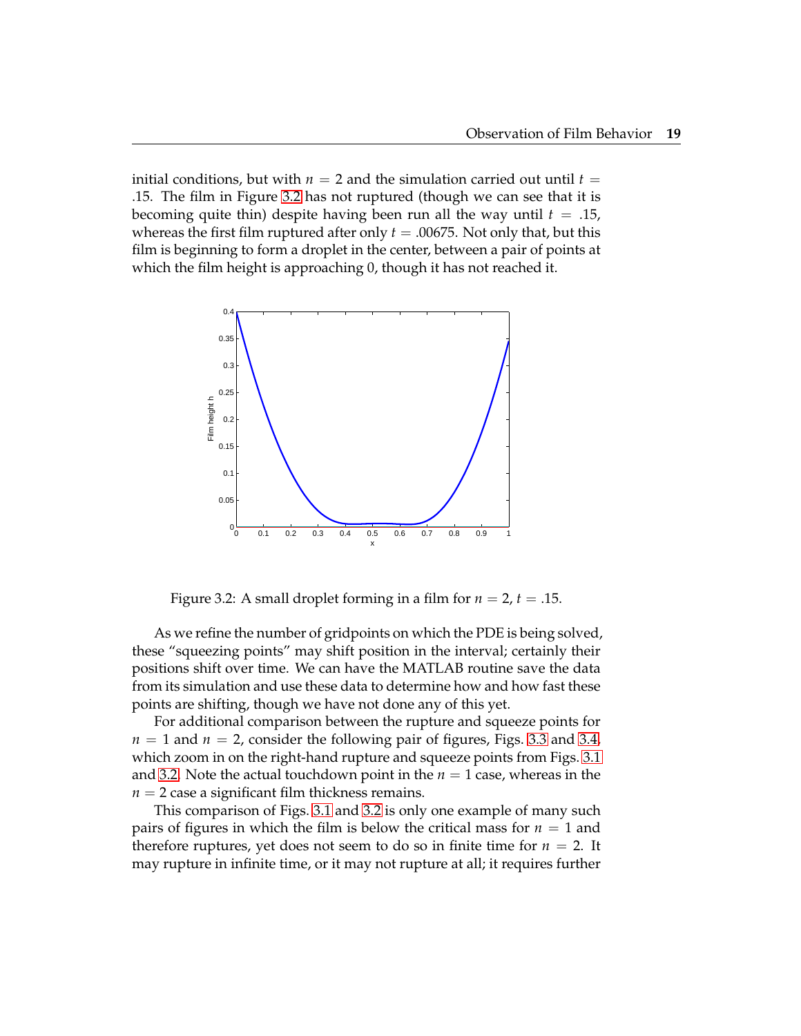initial conditions, but with $n = 2$ and the simulation carried out until $t = .15$. The film in Figure 3.2 has not ruptured (though we can see that it is becoming quite thin) despite having been run all the way until $t = .15$, whereas the first film ruptured after only $t = .00675$. Not only that, but this film is beginning to form a droplet in the center, between a pair of points at which the film height is approaching 0, though it has not reached it.

Figure 3.2: A small droplet forming in a film for $n = 2$, $t = .15$.

As we refine the number of gridpoints on which the PDE is being solved, these "squeezing points" may shift position in the interval; certainly their positions shift over time. We can have the MATLAB routine save the data from its simulation and use these data to determine how and how fast these points are shifting, though we have not done any of this yet.

For additional comparison between the rupture and squeeze points for $n = 1$ and $n = 2$, consider the following pair of figures, Figs. 3.3 and 3.4, which zoom in on the right-hand rupture and squeeze points from Figs. 3.1 and 3.2. Note the actual touchdown point in the $n = 1$ case, whereas in the $n = 2$ case a significant film thickness remains.

This comparison of Figs. 3.1 and 3.2 is only one example of many such pairs of figures in which the film is below the critical mass for $n = 1$ and therefore ruptures, yet does not seem to do so in finite time for $n = 2$. It may rupture in infinite time, or it may not rupture at all; it requires further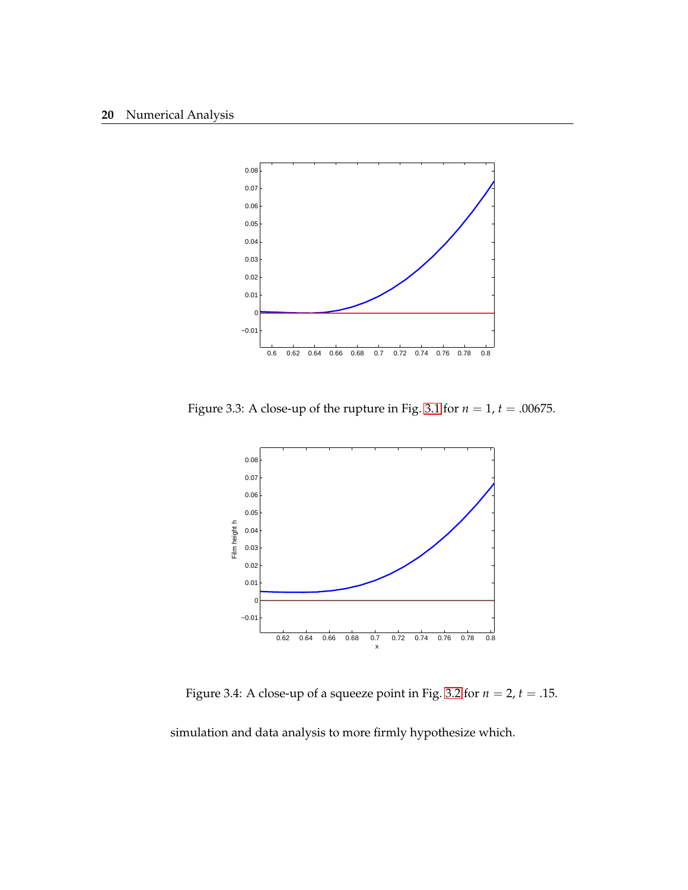Figure 3.3: A close-up of the rupture in Fig. 3.1 for $n = 1$, $t = .00675$.

Figure 3.4: A close-up of a squeeze point in Fig. 3.2 for $n = 2$, $t = .15$.

simulation and data analysis to more firmly hypothesize which.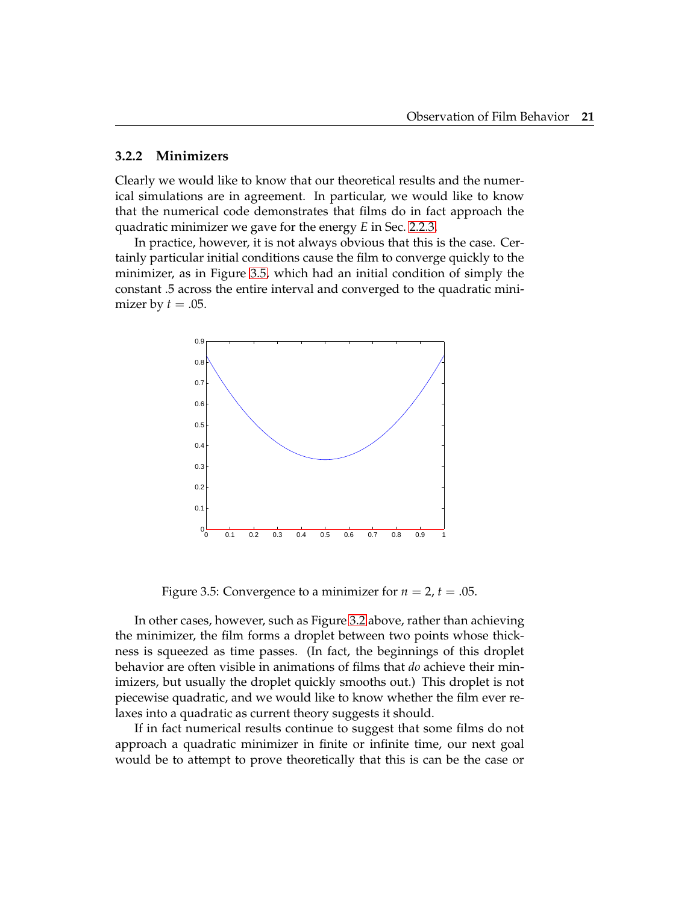### 3.2.2 Minimizers

Clearly we would like to know that our theoretical results and the numerical simulations are in agreement. In particular, we would like to know that the numerical code demonstrates that films do in fact approach the quadratic minimizer we gave for the energy $E$ in Sec. 2.2.3.

In practice, however, it is not always obvious that this is the case. Certainly particular initial conditions cause the film to converge quickly to the minimizer, as in Figure 3.5, which had an initial condition of simply the constant .5 across the entire interval and converged to the quadratic minimizer by $t = .05$.

Figure 3.5: Convergence to a minimizer for $n = 2$, $t = .05$.

In other cases, however, such as Figure 3.2 above, rather than achieving the minimizer, the film forms a droplet between two points whose thickness is squeezed as time passes. (In fact, the beginnings of this droplet behavior are often visible in animations of films that *do* achieve their minimizers, but usually the droplet quickly smooths out.) This droplet is not piecewise quadratic, and we would like to know whether the film ever relaxes into a quadratic as current theory suggests it should.

If in fact numerical results continue to suggest that some films do not approach a quadratic minimizer in finite or infinite time, our next goal would be to attempt to prove theoretically that this is can be the case or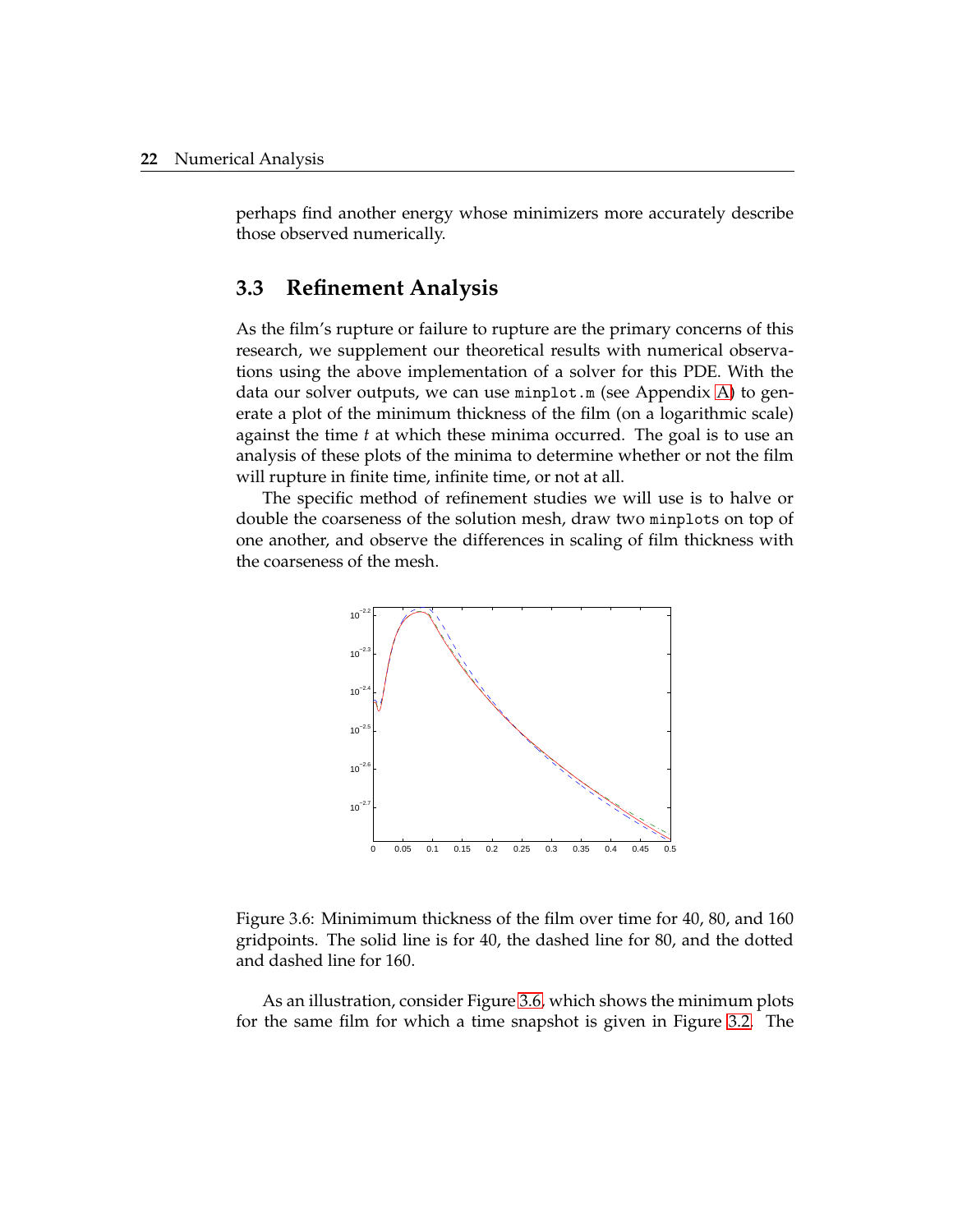perhaps find another energy whose minimizers more accurately describe those observed numerically.

## 3.3 Refinement Analysis

As the film's rupture or failure to rupture are the primary concerns of this research, we supplement our theoretical results with numerical observations using the above implementation of a solver for this PDE. With the data our solver outputs, we can use `minplot.m` (see Appendix A) to generate a plot of the minimum thickness of the film (on a logarithmic scale) against the time $t$ at which these minima occurred. The goal is to use an analysis of these plots of the minima to determine whether or not the film will rupture in finite time, infinite time, or not at all.

The specific method of refinement studies we will use is to halve or double the coarseness of the solution mesh, draw two `minplots` on top of one another, and observe the differences in scaling of film thickness with the coarseness of the mesh.

Figure 3.6: Minimimum thickness of the film over time for 40, 80, and 160 gridpoints. The solid line is for 40, the dashed line for 80, and the dotted and dashed line for 160.

As an illustration, consider Figure 3.6, which shows the minimum plots for the same film for which a time snapshot is given in Figure 3.2. The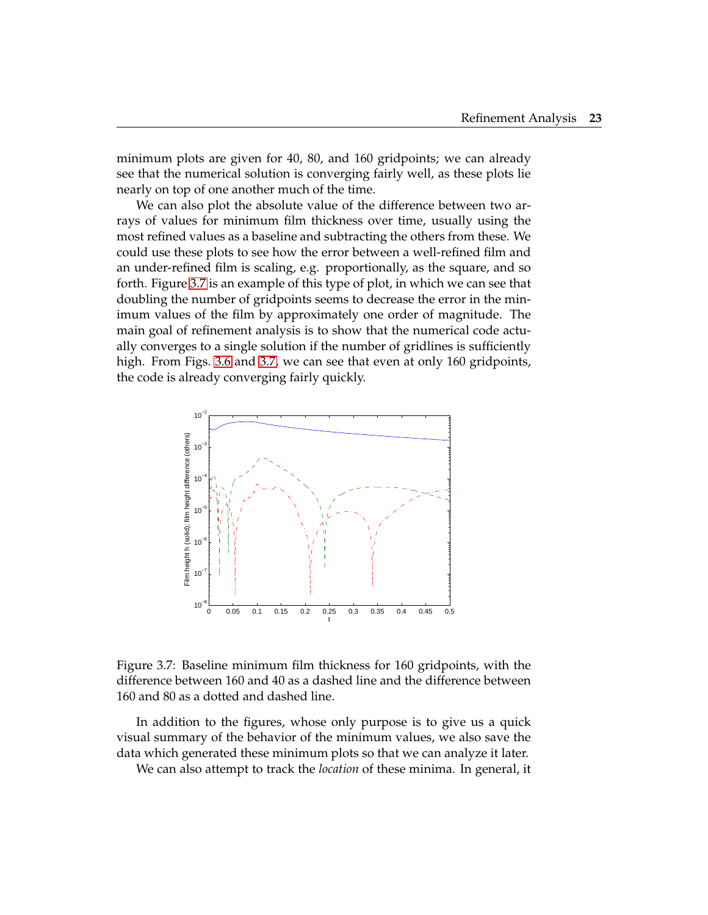minimum plots are given for 40, 80, and 160 gridpoints; we can already see that the numerical solution is converging fairly well, as these plots lie nearly on top of one another much of the time.

We can also plot the absolute value of the difference between two arrays of values for minimum film thickness over time, usually using the most refined values as a baseline and subtracting the others from these. We could use these plots to see how the error between a well-refined film and an under-refined film is scaling, e.g. proportionally, as the square, and so forth. Figure 3.7 is an example of this type of plot, in which we can see that doubling the number of gridpoints seems to decrease the error in the minimum values of the film by approximately one order of magnitude. The main goal of refinement analysis is to show that the numerical code actually converges to a single solution if the number of gridlines is sufficiently high. From Figs. 3.6 and 3.7, we can see that even at only 160 gridpoints, the code is already converging fairly quickly.

Figure 3.7: Baseline minimum film thickness for 160 gridpoints, with the difference between 160 and 40 as a dashed line and the difference between 160 and 80 as a dotted and dashed line.

In addition to the figures, whose only purpose is to give us a quick visual summary of the behavior of the minimum values, we also save the data which generated these minimum plots so that we can analyze it later.

We can also attempt to track the *location* of these minima. In general, it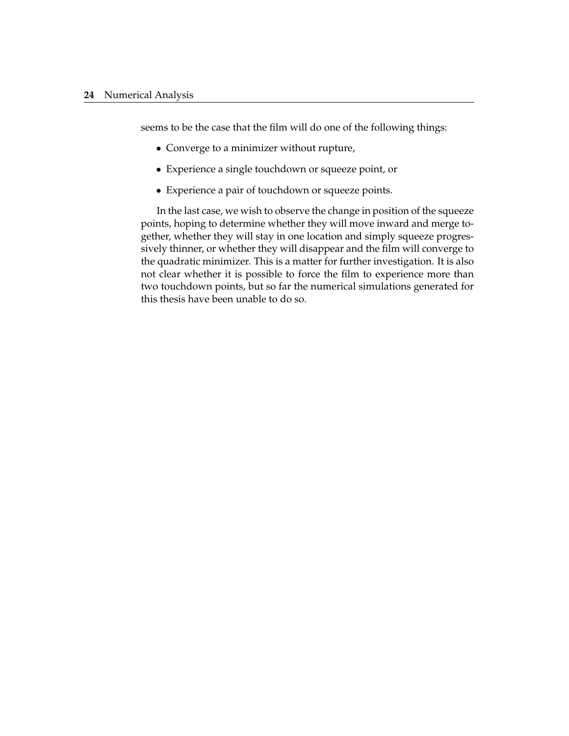seems to be the case that the film will do one of the following things:

- Converge to a minimizer without rupture,
- Experience a single touchdown or squeeze point, or
- Experience a pair of touchdown or squeeze points.

In the last case, we wish to observe the change in position of the squeeze points, hoping to determine whether they will move inward and merge together, whether they will stay in one location and simply squeeze progressively thinner, or whether they will disappear and the film will converge to the quadratic minimizer. This is a matter for further investigation. It is also not clear whether it is possible to force the film to experience more than two touchdown points, but so far the numerical simulations generated for this thesis have been unable to do so.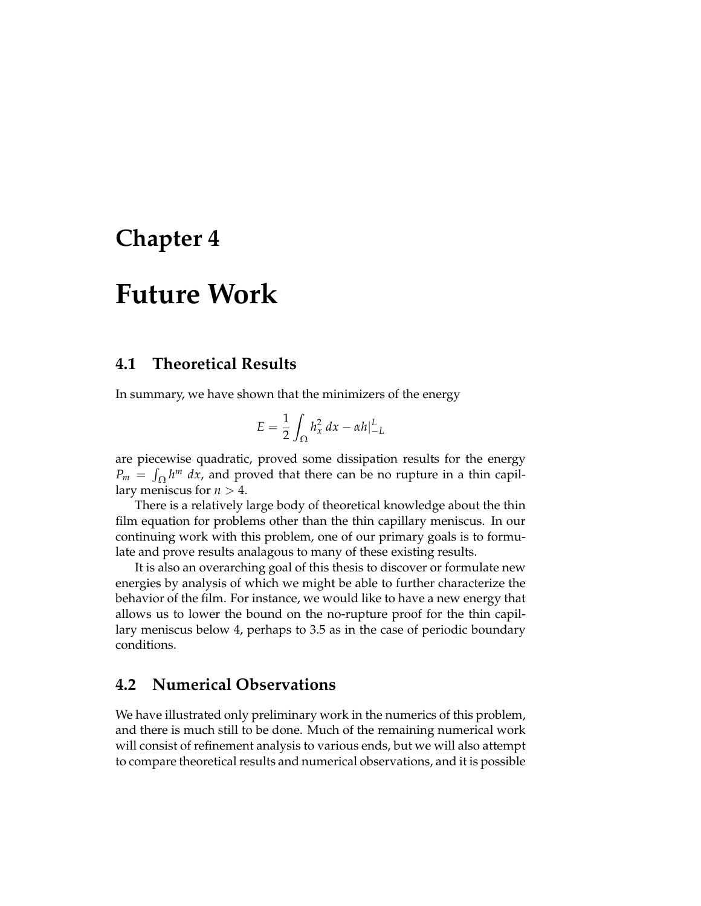# Chapter 4

# Future Work

## 4.1 Theoretical Results

In summary, we have shown that the minimizers of the energy

$$E = \frac{1}{2} \int_{\Omega} h_x^2 \, dx - \alpha h|_{-L}^{L}$$

are piecewise quadratic, proved some dissipation results for the energy $P_m = \int_{\Omega} h^m \, dx$, and proved that there can be no rupture in a thin capillary meniscus for $n > 4$.

There is a relatively large body of theoretical knowledge about the thin film equation for problems other than the thin capillary meniscus. In our continuing work with this problem, one of our primary goals is to formulate and prove results analagous to many of these existing results.

It is also an overarching goal of this thesis to discover or formulate new energies by analysis of which we might be able to further characterize the behavior of the film. For instance, we would like to have a new energy that allows us to lower the bound on the no-rupture proof for the thin capillary meniscus below 4, perhaps to 3.5 as in the case of periodic boundary conditions.

## 4.2 Numerical Observations

We have illustrated only preliminary work in the numerics of this problem, and there is much still to be done. Much of the remaining numerical work will consist of refinement analysis to various ends, but we will also attempt to compare theoretical results and numerical observations, and it is possible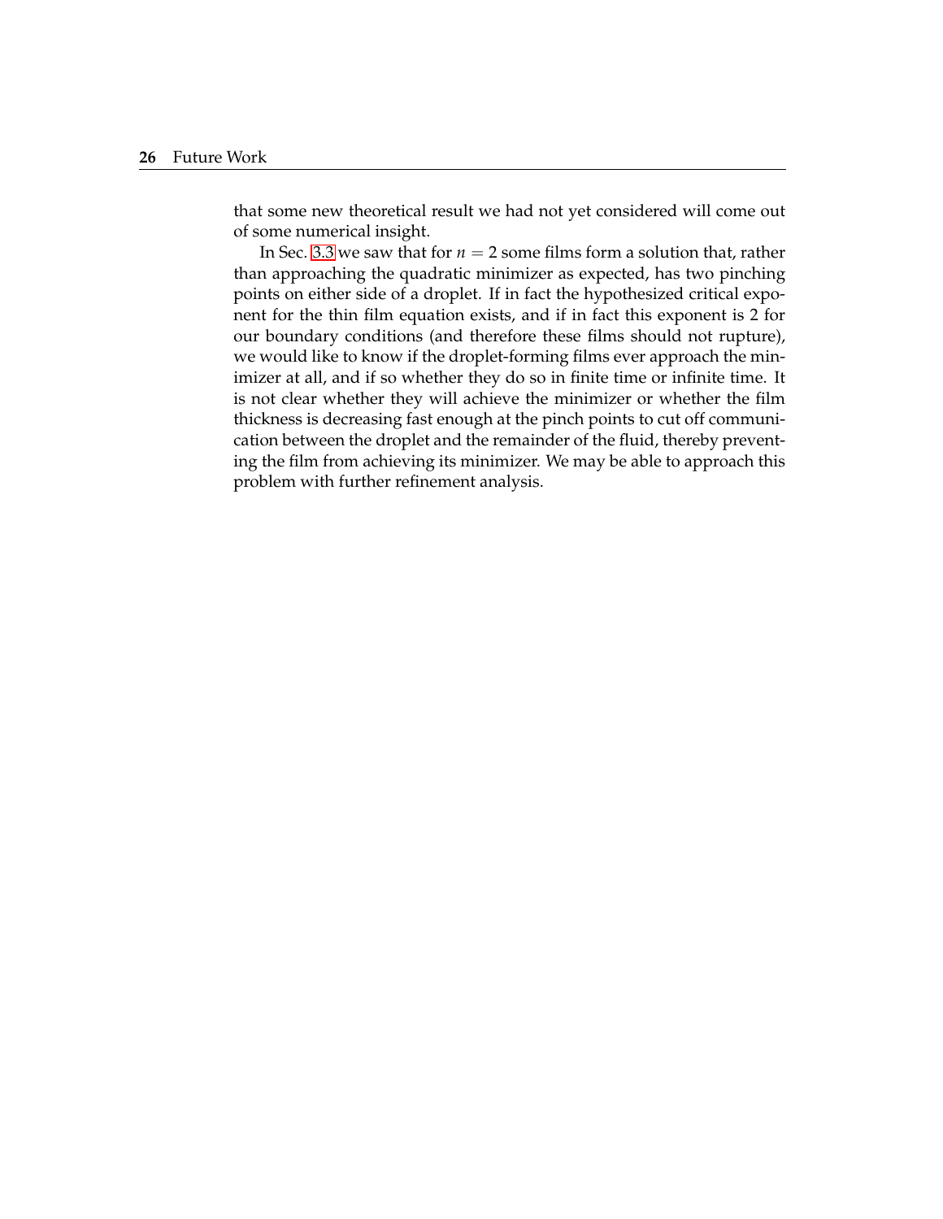that some new theoretical result we had not yet considered will come out of some numerical insight.

In Sec. 3.3 we saw that for $n = 2$ some films form a solution that, rather than approaching the quadratic minimizer as expected, has two pinching points on either side of a droplet. If in fact the hypothesized critical exponent for the thin film equation exists, and if in fact this exponent is 2 for our boundary conditions (and therefore these films should not rupture), we would like to know if the droplet-forming films ever approach the minimizer at all, and if so whether they do so in finite time or infinite time. It is not clear whether they will achieve the minimizer or whether the film thickness is decreasing fast enough at the pinch points to cut off communication between the droplet and the remainder of the fluid, thereby preventing the film from achieving its minimizer. We may be able to approach this problem with further refinement analysis.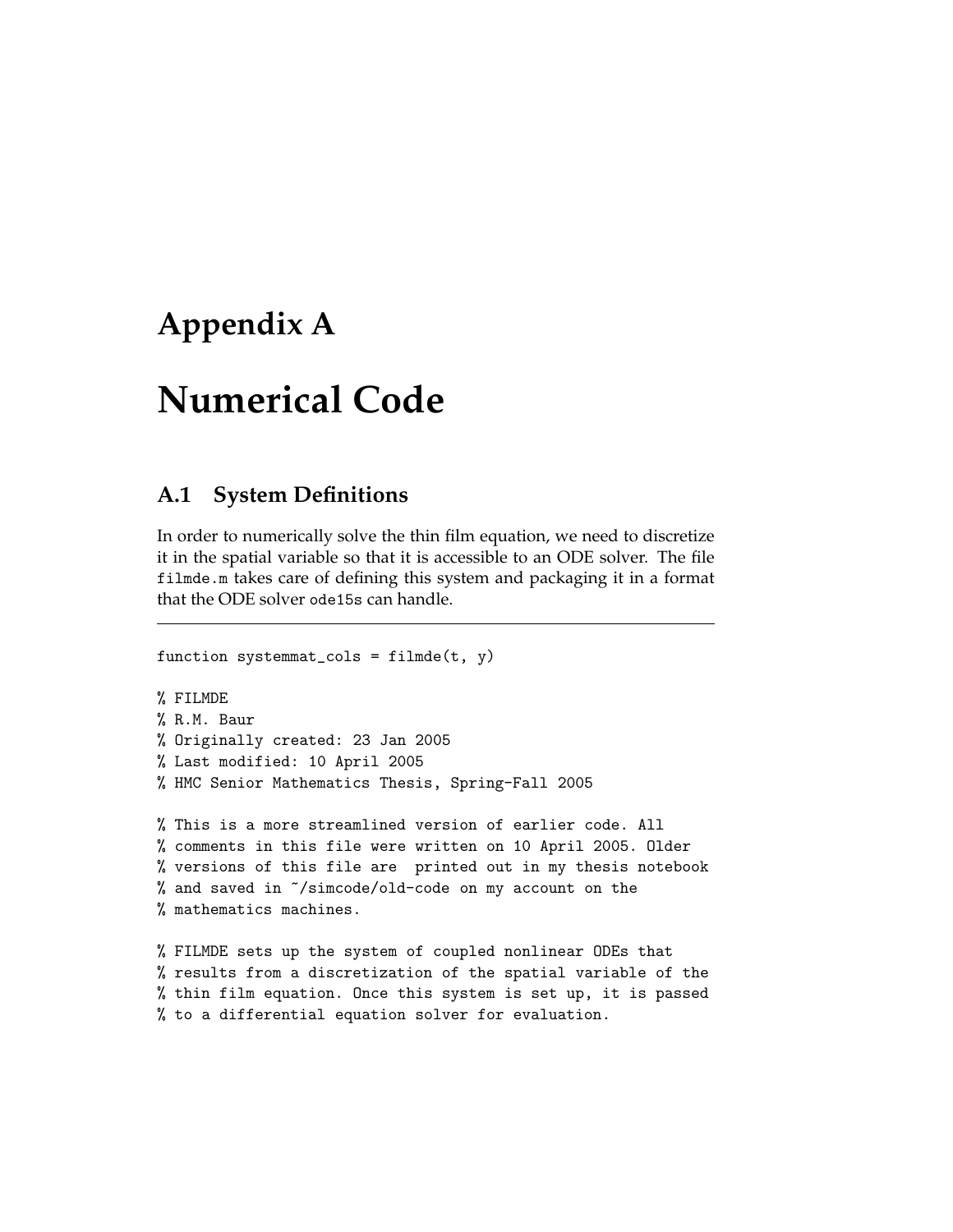# Appendix A

# Numerical Code

## A.1 System Definitions

In order to numerically solve the thin film equation, we need to discretize it in the spatial variable so that it is accessible to an ODE solver. The file `filmde.m` takes care of defining this system and packaging it in a format that the ODE solver `ode15s` can handle.

---

```
function systemmat_cols = filmde(t, y)

% FILMDE
% R.M. Baur
% Originally created: 23 Jan 2005
% Last modified: 10 April 2005
% HMC Senior Mathematics Thesis, Spring-Fall 2005

% This is a more streamlined version of earlier code. All
% comments in this file were written on 10 April 2005. Older
% versions of this file are  printed out in my thesis notebook
% and saved in ~/simcode/old-code on my account on the
% mathematics machines.

% FILMDE sets up the system of coupled nonlinear ODEs that
% results from a discretization of the spatial variable of the
% thin film equation. Once this system is set up, it is passed
% to a differential equation solver for evaluation.
```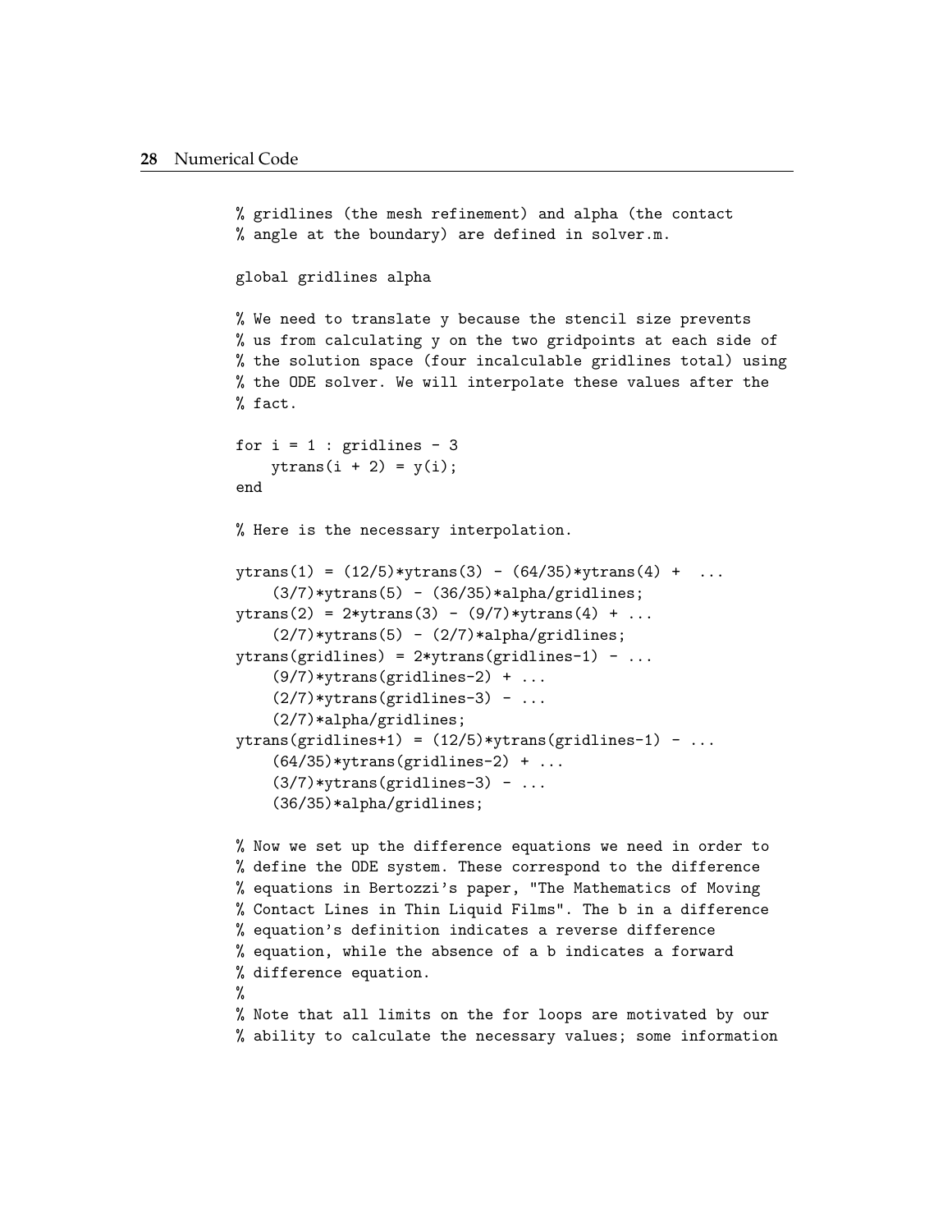```
% gridlines (the mesh refinement) and alpha (the contact
% angle at the boundary) are defined in solver.m.

global gridlines alpha

% We need to translate y because the stencil size prevents
% us from calculating y on the two gridpoints at each side of
% the solution space (four incalculable gridlines total) using
% the ODE solver. We will interpolate these values after the
% fact.

for i = 1 : gridlines - 3
    ytrans(i + 2) = y(i);
end

% Here is the necessary interpolation.

ytrans(1) = (12/5)*ytrans(3) - (64/35)*ytrans(4) +  ...
    (3/7)*ytrans(5) - (36/35)*alpha/gridlines;
ytrans(2) = 2*ytrans(3) - (9/7)*ytrans(4) + ...
    (2/7)*ytrans(5) - (2/7)*alpha/gridlines;
ytrans(gridlines) = 2*ytrans(gridlines-1) - ...
    (9/7)*ytrans(gridlines-2) + ...
    (2/7)*ytrans(gridlines-3) - ...
    (2/7)*alpha/gridlines;
ytrans(gridlines+1) = (12/5)*ytrans(gridlines-1) - ...
    (64/35)*ytrans(gridlines-2) + ...
    (3/7)*ytrans(gridlines-3) - ...
    (36/35)*alpha/gridlines;

% Now we set up the difference equations we need in order to
% define the ODE system. These correspond to the difference
% equations in Bertozzi's paper, "The Mathematics of Moving
% Contact Lines in Thin Liquid Films". The b in a difference
% equation's definition indicates a reverse difference
% equation, while the absence of a b indicates a forward
% difference equation.
%
% Note that all limits on the for loops are motivated by our
% ability to calculate the necessary values; some information
```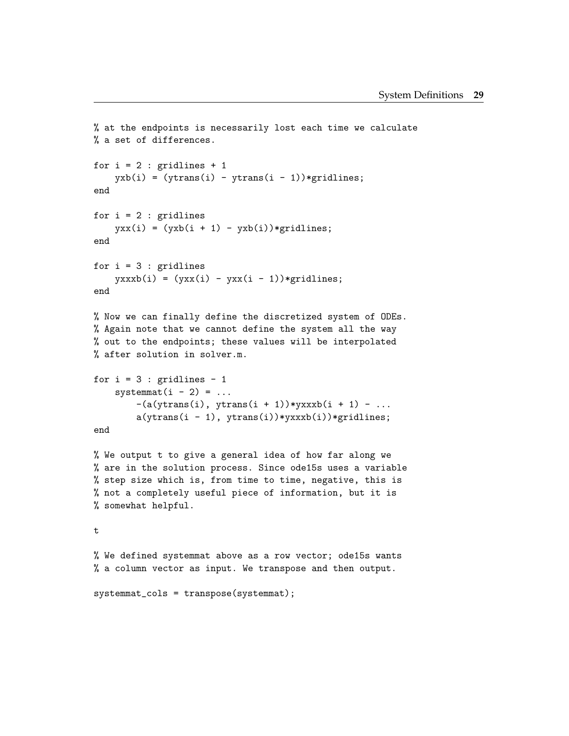```
% at the endpoints is necessarily lost each time we calculate
% a set of differences.

for i = 2 : gridlines + 1
    yxb(i) = (ytrans(i) - ytrans(i - 1))*gridlines;
end

for i = 2 : gridlines
    yxx(i) = (yxb(i + 1) - yxb(i))*gridlines;
end

for i = 3 : gridlines
    yxxxb(i) = (yxx(i) - yxx(i - 1))*gridlines;
end

% Now we can finally define the discretized system of ODEs.
% Again note that we cannot define the system all the way
% out to the endpoints; these values will be interpolated
% after solution in solver.m.

for i = 3 : gridlines - 1
    systemmat(i - 2) = ...
        -(a(ytrans(i), ytrans(i + 1))*yxxxb(i + 1) - ...
        a(ytrans(i - 1), ytrans(i))*yxxxb(i))*gridlines;
end

% We output t to give a general idea of how far along we
% are in the solution process. Since ode15s uses a variable
% step size which is, from time to time, negative, this is
% not a completely useful piece of information, but it is
% somewhat helpful.

t

% We defined systemmat above as a row vector; ode15s wants
% a column vector as input. We transpose and then output.

systemmat_cols = transpose(systemmat);
```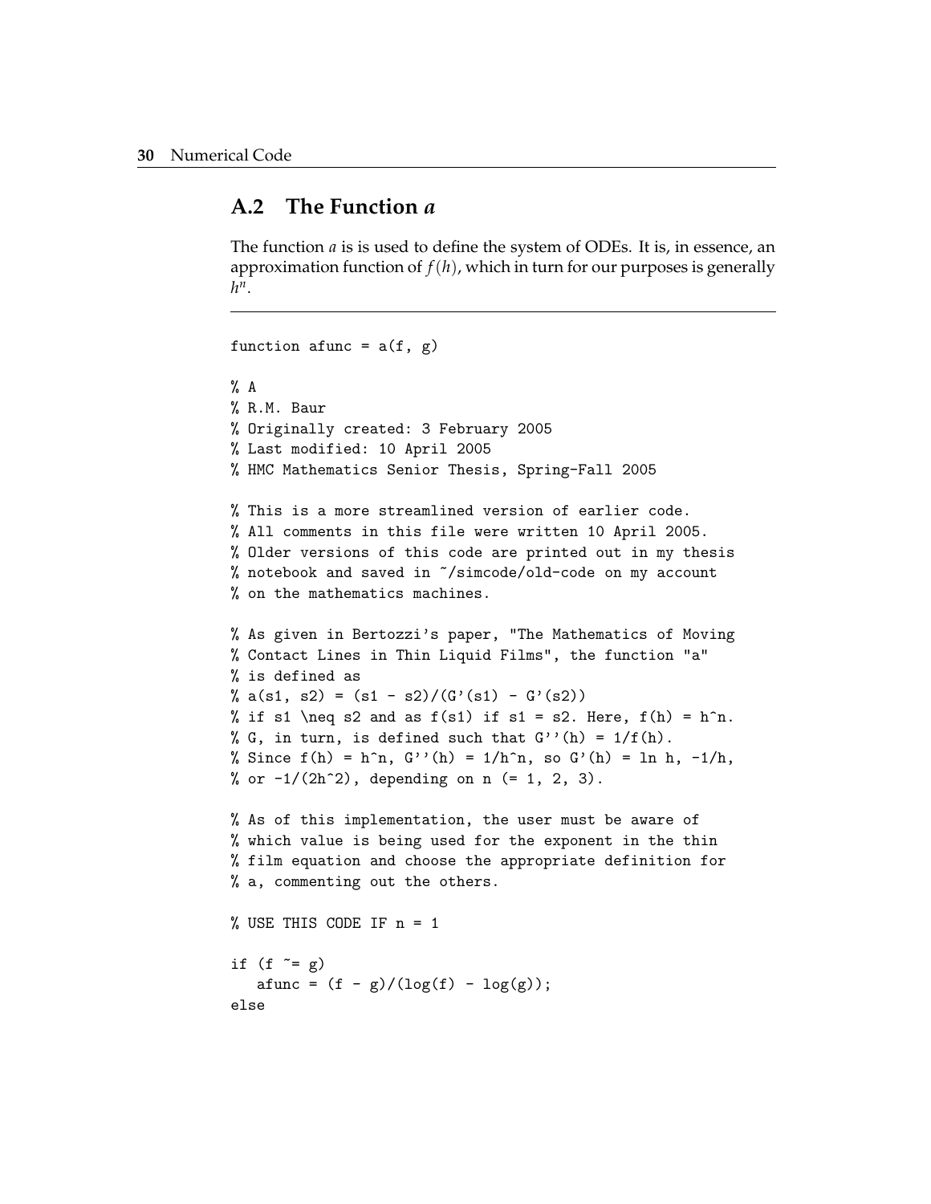## A.2 The Function $a$

The function $a$ is is used to define the system of ODEs. It is, in essence, an approximation function of $f(h)$, which in turn for our purposes is generally $h^n$.

---

```
function afunc = a(f, g)

% A
% R.M. Baur
% Originally created: 3 February 2005
% Last modified: 10 April 2005
% HMC Mathematics Senior Thesis, Spring-Fall 2005

% This is a more streamlined version of earlier code.
% All comments in this file were written 10 April 2005.
% Older versions of this code are printed out in my thesis
% notebook and saved in ~/simcode/old-code on my account
% on the mathematics machines.

% As given in Bertozzi's paper, "The Mathematics of Moving
% Contact Lines in Thin Liquid Films", the function "a"
% is defined as
% a(s1, s2) = (s1 - s2)/(G'(s1) - G'(s2))
% if s1 \neq s2 and as f(s1) if s1 = s2. Here, f(h) = h^n.
% G, in turn, is defined such that G''(h) = 1/f(h).
% Since f(h) = h^n, G''(h) = 1/h^n, so G'(h) = ln h, -1/h,
% or -1/(2h^2), depending on n (= 1, 2, 3).

% As of this implementation, the user must be aware of
% which value is being used for the exponent in the thin
% film equation and choose the appropriate definition for
% a, commenting out the others.

% USE THIS CODE IF n = 1

if (f ~= g)
   afunc = (f - g)/(log(f) - log(g));
else
```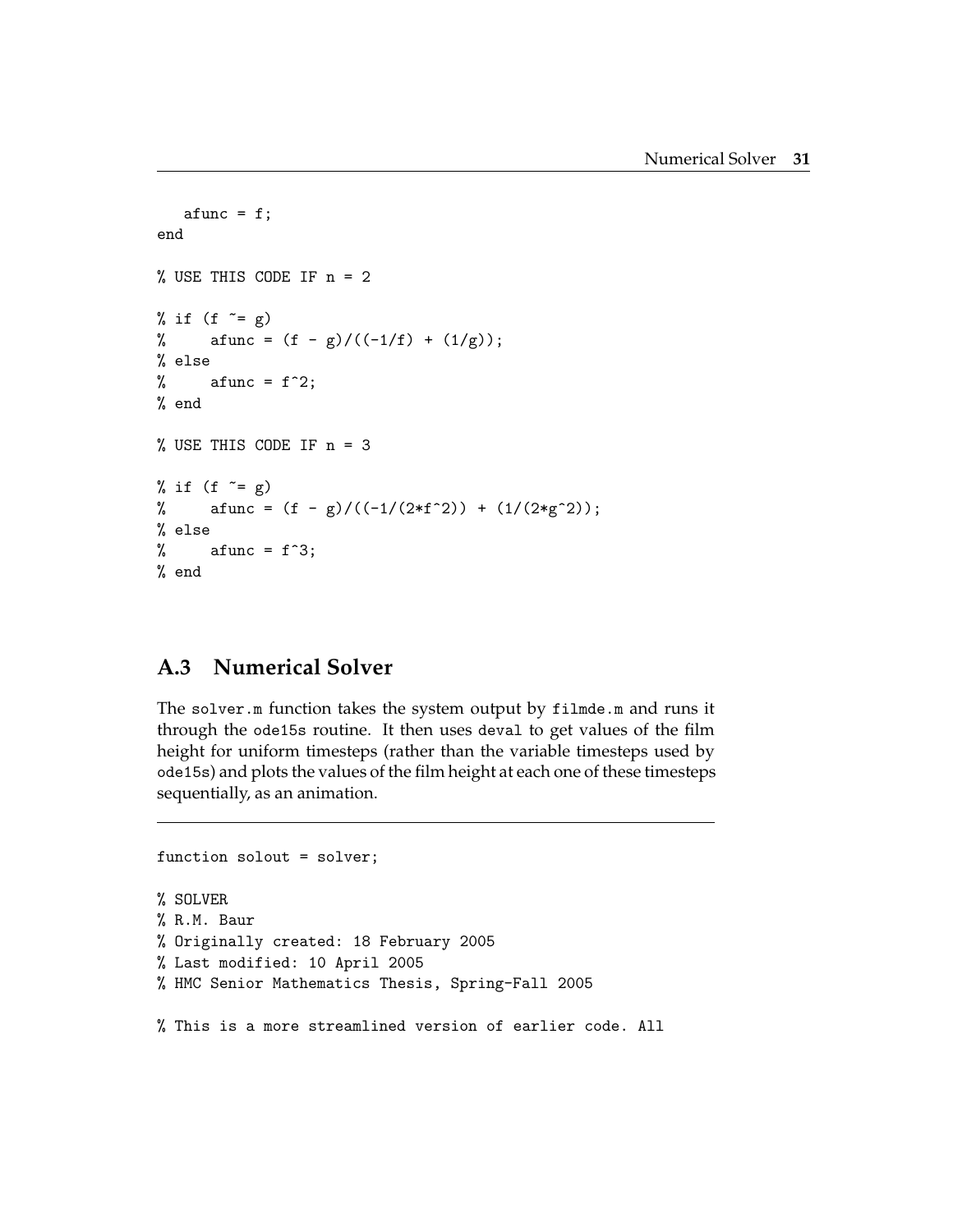```
   afunc = f;
end

% USE THIS CODE IF n = 2

% if (f ~= g)
%     afunc = (f - g)/((-1/f) + (1/g));
% else
%     afunc = f^2;
% end

% USE THIS CODE IF n = 3

% if (f ~= g)
%     afunc = (f - g)/((-1/(2*f^2)) + (1/(2*g^2));
% else
%     afunc = f^3;
% end
```

## A.3 Numerical Solver

The `solver.m` function takes the system output by `filmde.m` and runs it through the `ode15s` routine. It then uses `deval` to get values of the film height for uniform timesteps (rather than the variable timesteps used by `ode15s`) and plots the values of the film height at each one of these timesteps sequentially, as an animation.

---

```
function solout = solver;

% SOLVER
% R.M. Baur
% Originally created: 18 February 2005
% Last modified: 10 April 2005
% HMC Senior Mathematics Thesis, Spring-Fall 2005

% This is a more streamlined version of earlier code. All
```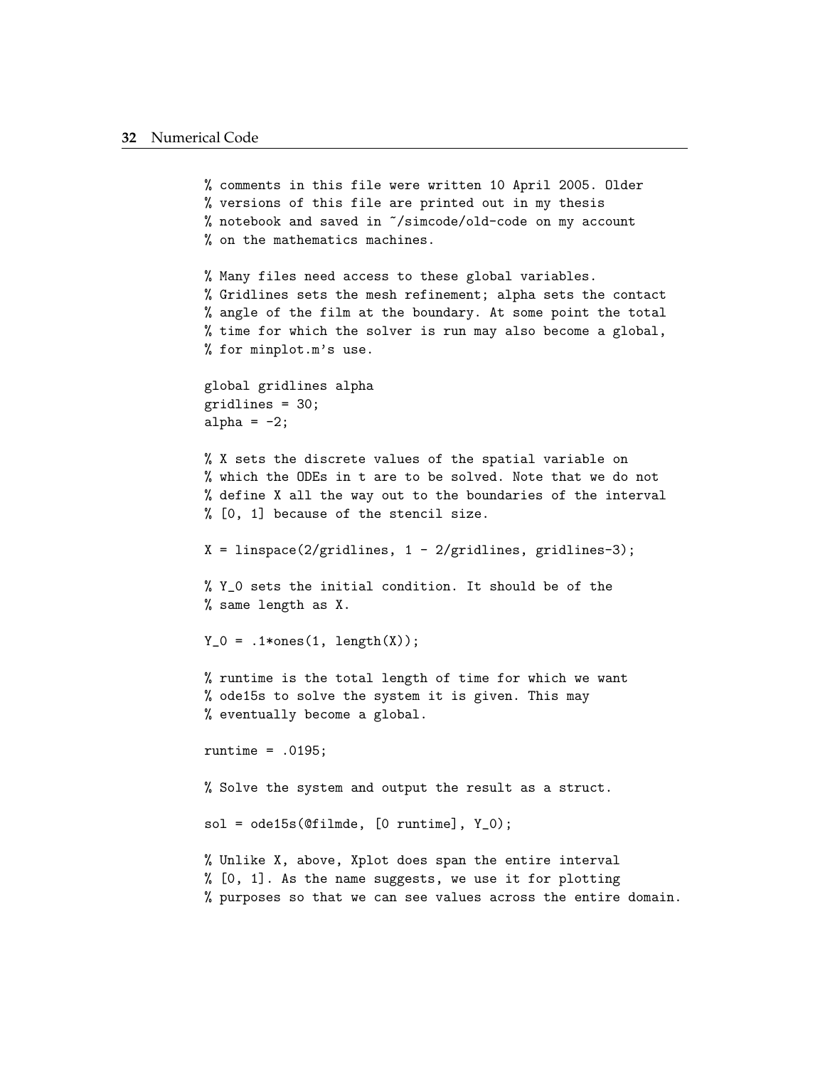```
% comments in this file were written 10 April 2005. Older
% versions of this file are printed out in my thesis
% notebook and saved in ~/simcode/old-code on my account
% on the mathematics machines.

% Many files need access to these global variables.
% Gridlines sets the mesh refinement; alpha sets the contact
% angle of the film at the boundary. At some point the total
% time for which the solver is run may also become a global,
% for minplot.m's use.

global gridlines alpha
gridlines = 30;
alpha = -2;

% X sets the discrete values of the spatial variable on
% which the ODEs in t are to be solved. Note that we do not
% define X all the way out to the boundaries of the interval
% [0, 1] because of the stencil size.

X = linspace(2/gridlines, 1 - 2/gridlines, gridlines-3);

% Y_0 sets the initial condition. It should be of the
% same length as X.

Y_0 = .1*ones(1, length(X));

% runtime is the total length of time for which we want
% ode15s to solve the system it is given. This may
% eventually become a global.

runtime = .0195;

% Solve the system and output the result as a struct.

sol = ode15s(@filmde, [0 runtime], Y_0);

% Unlike X, above, Xplot does span the entire interval
% [0, 1]. As the name suggests, we use it for plotting
% purposes so that we can see values across the entire domain.
```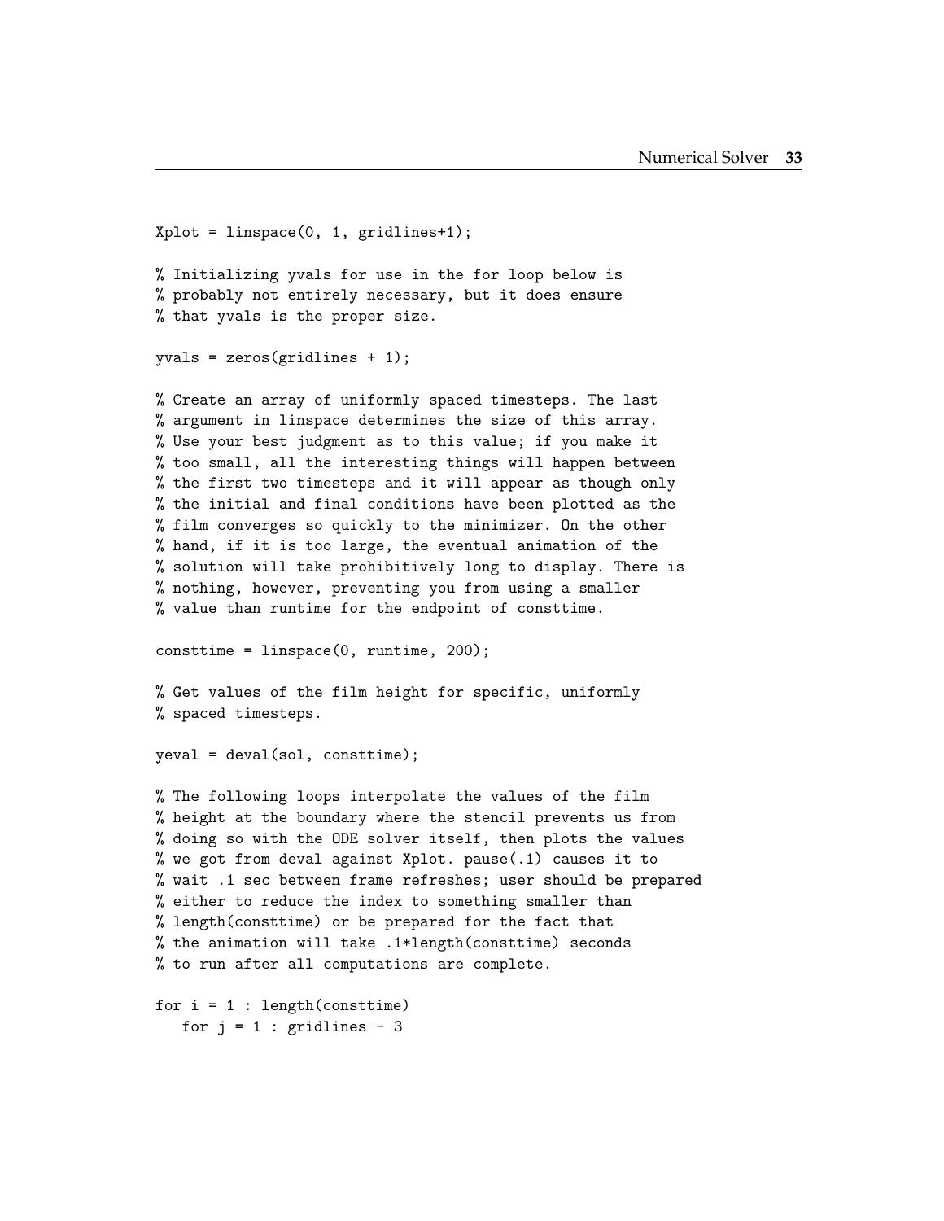```
Xplot = linspace(0, 1, gridlines+1);

% Initializing yvals for use in the for loop below is
% probably not entirely necessary, but it does ensure
% that yvals is the proper size.

yvals = zeros(gridlines + 1);

% Create an array of uniformly spaced timesteps. The last
% argument in linspace determines the size of this array.
% Use your best judgment as to this value; if you make it
% too small, all the interesting things will happen between
% the first two timesteps and it will appear as though only
% the initial and final conditions have been plotted as the
% film converges so quickly to the minimizer. On the other
% hand, if it is too large, the eventual animation of the
% solution will take prohibitively long to display. There is
% nothing, however, preventing you from using a smaller
% value than runtime for the endpoint of consttime.

consttime = linspace(0, runtime, 200);

% Get values of the film height for specific, uniformly
% spaced timesteps.

yeval = deval(sol, consttime);

% The following loops interpolate the values of the film
% height at the boundary where the stencil prevents us from
% doing so with the ODE solver itself, then plots the values
% we got from deval against Xplot. pause(.1) causes it to
% wait .1 sec between frame refreshes; user should be prepared
% either to reduce the index to something smaller than
% length(consttime) or be prepared for the fact that
% the animation will take .1*length(consttime) seconds
% to run after all computations are complete.

for i = 1 : length(consttime)
   for j = 1 : gridlines - 3
```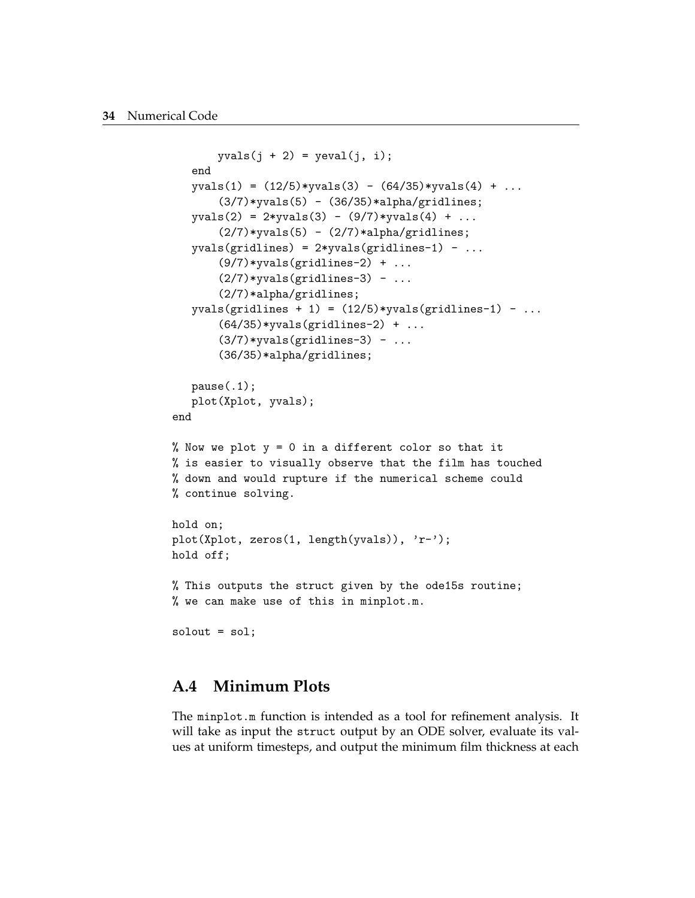```
        yvals(j + 2) = yeval(j, i);
    end
    yvals(1) = (12/5)*yvals(3) - (64/35)*yvals(4) + ...
        (3/7)*yvals(5) - (36/35)*alpha/gridlines;
    yvals(2) = 2*yvals(3) - (9/7)*yvals(4) + ...
        (2/7)*yvals(5) - (2/7)*alpha/gridlines;
    yvals(gridlines) = 2*yvals(gridlines-1) - ...
        (9/7)*yvals(gridlines-2) + ...
        (2/7)*yvals(gridlines-3) - ...
        (2/7)*alpha/gridlines;
    yvals(gridlines + 1) = (12/5)*yvals(gridlines-1) - ...
        (64/35)*yvals(gridlines-2) + ...
        (3/7)*yvals(gridlines-3) - ...
        (36/35)*alpha/gridlines;

    pause(.1);
    plot(Xplot, yvals);
end

% Now we plot y = 0 in a different color so that it
% is easier to visually observe that the film has touched
% down and would rupture if the numerical scheme could
% continue solving.

hold on;
plot(Xplot, zeros(1, length(yvals)), 'r-');
hold off;

% This outputs the struct given by the ode15s routine;
% we can make use of this in minplot.m.

solout = sol;
```

## A.4 Minimum Plots

The `minplot.m` function is intended as a tool for refinement analysis. It will take as input the `struct` output by an ODE solver, evaluate its values at uniform timesteps, and output the minimum film thickness at each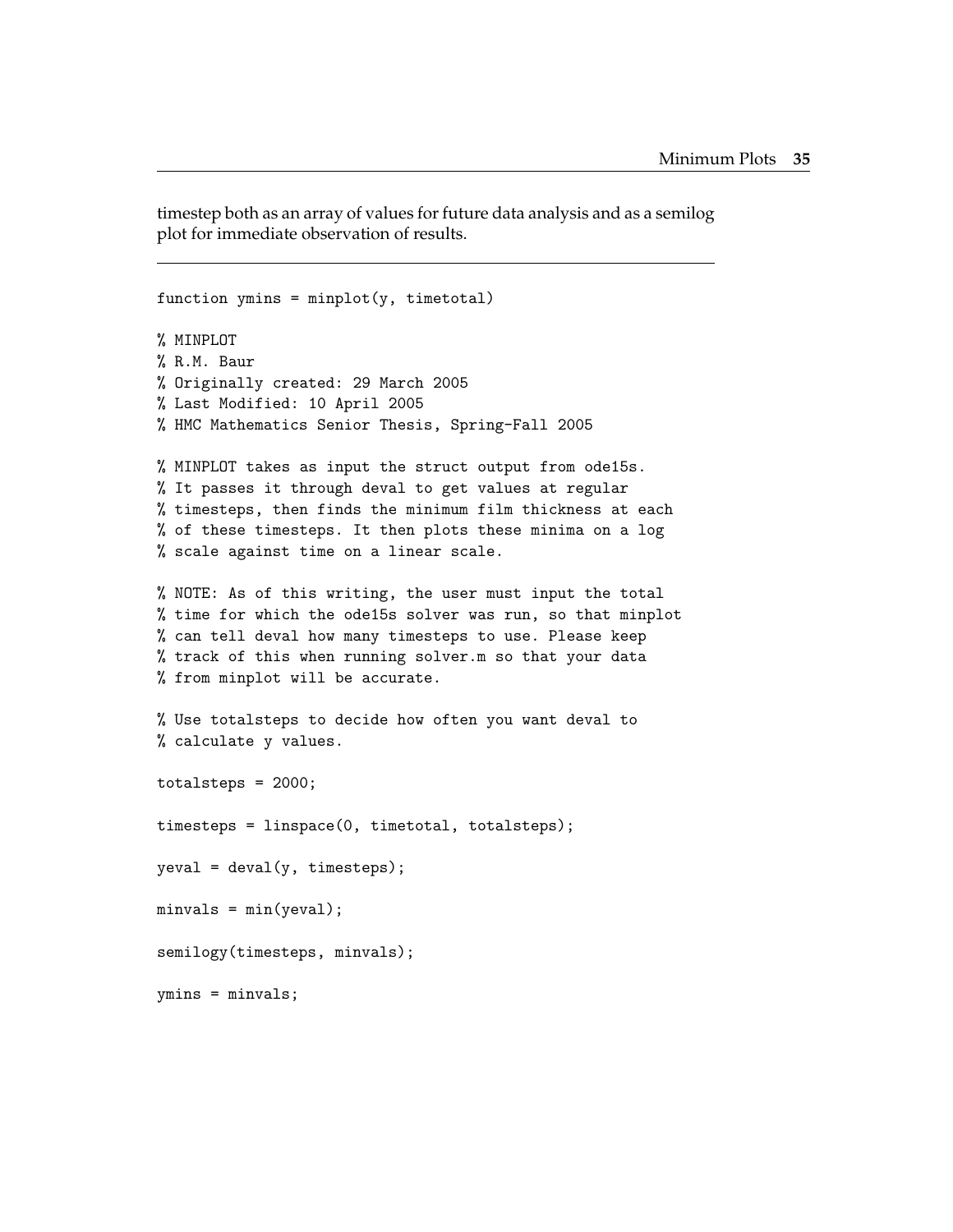timestep both as an array of values for future data analysis and as a semilog plot for immediate observation of results.

---

```
function ymins = minplot(y, timetotal)

% MINPLOT
% R.M. Baur
% Originally created: 29 March 2005
% Last Modified: 10 April 2005
% HMC Mathematics Senior Thesis, Spring-Fall 2005

% MINPLOT takes as input the struct output from ode15s.
% It passes it through deval to get values at regular
% timesteps, then finds the minimum film thickness at each
% of these timesteps. It then plots these minima on a log
% scale against time on a linear scale.

% NOTE: As of this writing, the user must input the total
% time for which the ode15s solver was run, so that minplot
% can tell deval how many timesteps to use. Please keep
% track of this when running solver.m so that your data
% from minplot will be accurate.

% Use totalsteps to decide how often you want deval to
% calculate y values.

totalsteps = 2000;

timesteps = linspace(0, timetotal, totalsteps);

yeval = deval(y, timesteps);

minvals = min(yeval);

semilogy(timesteps, minvals);

ymins = minvals;
```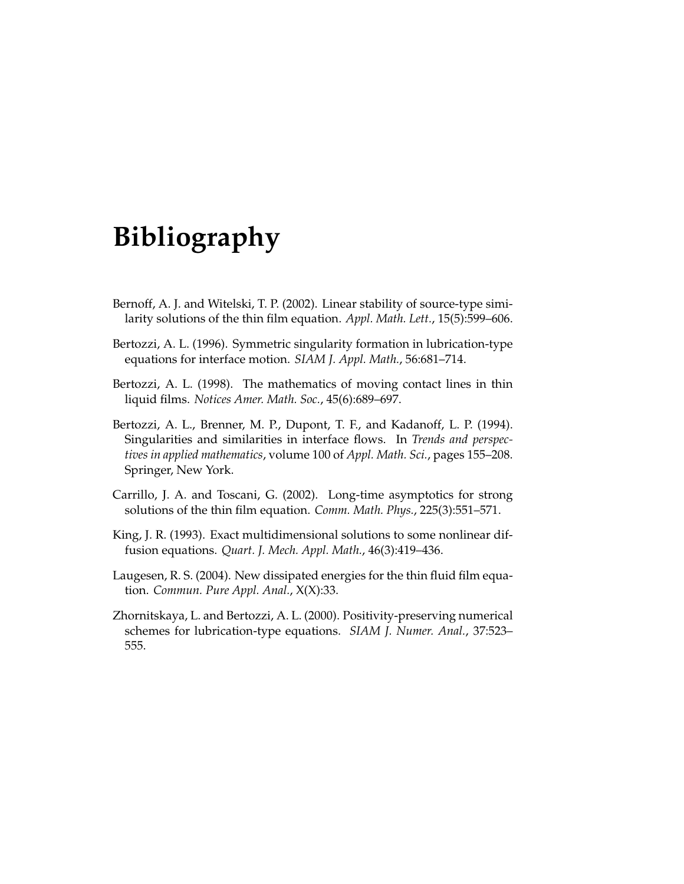# Bibliography

Bernoff, A. J. and Witelski, T. P. (2002). Linear stability of source-type similarity solutions of the thin film equation. *Appl. Math. Lett.*, 15(5):599–606.

Bertozzi, A. L. (1996). Symmetric singularity formation in lubrication-type equations for interface motion. *SIAM J. Appl. Math.*, 56:681–714.

Bertozzi, A. L. (1998). The mathematics of moving contact lines in thin liquid films. *Notices Amer. Math. Soc.*, 45(6):689–697.

Bertozzi, A. L., Brenner, M. P., Dupont, T. F., and Kadanoff, L. P. (1994). Singularities and similarities in interface flows. In *Trends and perspectives in applied mathematics*, volume 100 of *Appl. Math. Sci.*, pages 155–208. Springer, New York.

Carrillo, J. A. and Toscani, G. (2002). Long-time asymptotics for strong solutions of the thin film equation. *Comm. Math. Phys.*, 225(3):551–571.

King, J. R. (1993). Exact multidimensional solutions to some nonlinear diffusion equations. *Quart. J. Mech. Appl. Math.*, 46(3):419–436.

Laugesen, R. S. (2004). New dissipated energies for the thin fluid film equation. *Commun. Pure Appl. Anal.*, X(X):33.

Zhornitskaya, L. and Bertozzi, A. L. (2000). Positivity-preserving numerical schemes for lubrication-type equations. *SIAM J. Numer. Anal.*, 37:523–555.